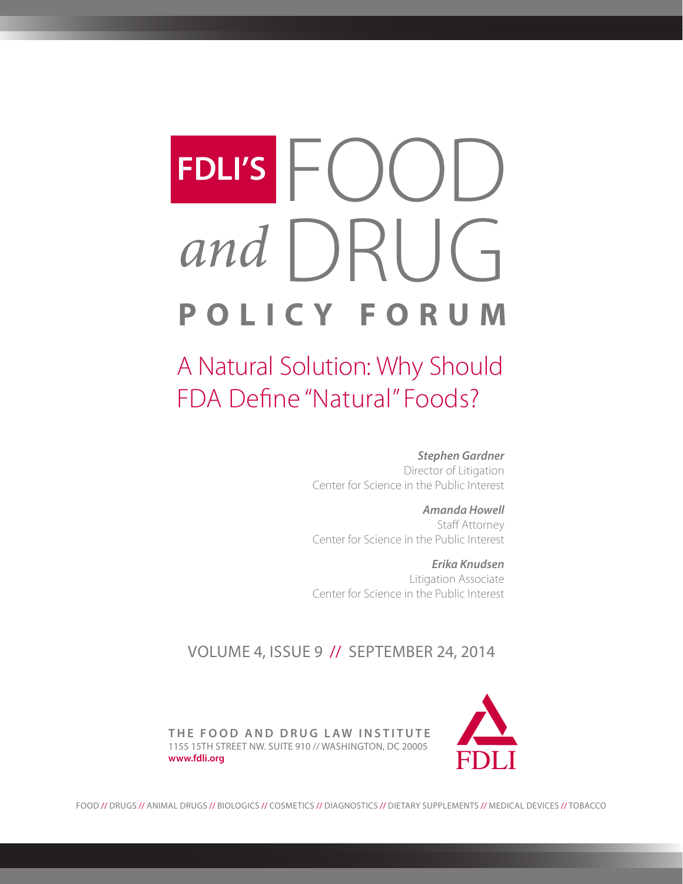# FDLI'S FOOD *and* DRUG POLICY FORUM

## A Natural Solution: Why Should FDA Define "Natural" Foods?

***Stephen Gardner***
Director of Litigation
Center for Science in the Public Interest

***Amanda Howell***
Staff Attorney
Center for Science in the Public Interest

***Erika Knudsen***
Litigation Associate
Center for Science in the Public Interest

VOLUME 4, ISSUE 9 // SEPTEMBER 24, 2014

**THE FOOD AND DRUG LAW INSTITUTE**
1155 15TH STREET NW. SUITE 910 // WASHINGTON, DC 20005
**www.fdli.org**

FDLI

FOOD // DRUGS // ANIMAL DRUGS // BIOLOGICS // COSMETICS // DIAGNOSTICS // DIETARY SUPPLEMENTS // MEDICAL DEVICES // TOBACCO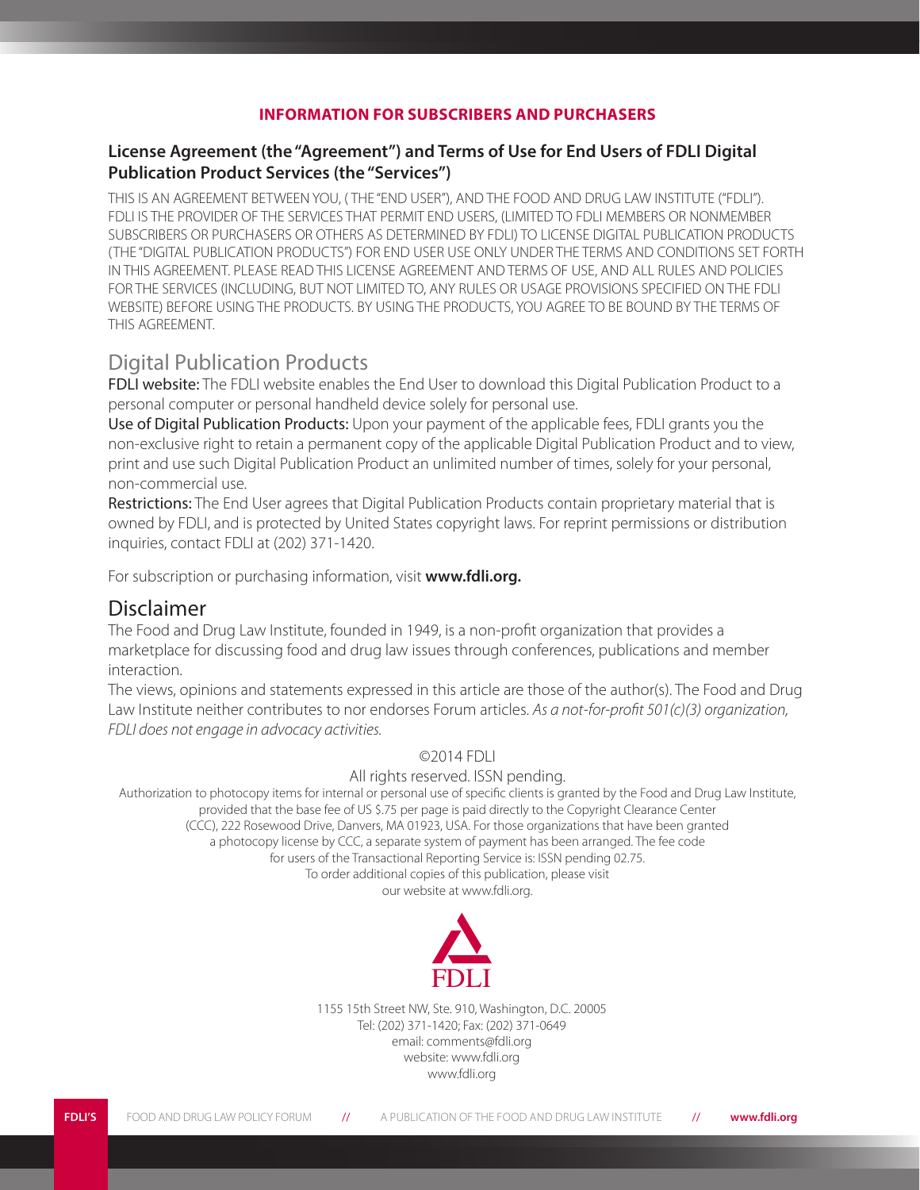**INFORMATION FOR SUBSCRIBERS AND PURCHASERS**

## License Agreement (the "Agreement") and Terms of Use for End Users of FDLI Digital Publication Product Services (the "Services")

THIS IS AN AGREEMENT BETWEEN YOU, ( THE "END USER"), AND THE FOOD AND DRUG LAW INSTITUTE ("FDLI"). FDLI IS THE PROVIDER OF THE SERVICES THAT PERMIT END USERS, (LIMITED TO FDLI MEMBERS OR NONMEMBER SUBSCRIBERS OR PURCHASERS OR OTHERS AS DETERMINED BY FDLI) TO LICENSE DIGITAL PUBLICATION PRODUCTS (THE "DIGITAL PUBLICATION PRODUCTS") FOR END USER USE ONLY UNDER THE TERMS AND CONDITIONS SET FORTH IN THIS AGREEMENT. PLEASE READ THIS LICENSE AGREEMENT AND TERMS OF USE, AND ALL RULES AND POLICIES FOR THE SERVICES (INCLUDING, BUT NOT LIMITED TO, ANY RULES OR USAGE PROVISIONS SPECIFIED ON THE FDLI WEBSITE) BEFORE USING THE PRODUCTS. BY USING THE PRODUCTS, YOU AGREE TO BE BOUND BY THE TERMS OF THIS AGREEMENT.

## Digital Publication Products

FDLI website: The FDLI website enables the End User to download this Digital Publication Product to a personal computer or personal handheld device solely for personal use.

Use of Digital Publication Products: Upon your payment of the applicable fees, FDLI grants you the non-exclusive right to retain a permanent copy of the applicable Digital Publication Product and to view, print and use such Digital Publication Product an unlimited number of times, solely for your personal, non-commercial use.

Restrictions: The End User agrees that Digital Publication Products contain proprietary material that is owned by FDLI, and is protected by United States copyright laws. For reprint permissions or distribution inquiries, contact FDLI at (202) 371-1420.

For subscription or purchasing information, visit **www.fdli.org.**

## Disclaimer

The Food and Drug Law Institute, founded in 1949, is a non-profit organization that provides a marketplace for discussing food and drug law issues through conferences, publications and member interaction.

The views, opinions and statements expressed in this article are those of the author(s). The Food and Drug Law Institute neither contributes to nor endorses Forum articles. *As a not-for-profit 501(c)(3) organization, FDLI does not engage in advocacy activities.*

©2014 FDLI

All rights reserved. ISSN pending.

Authorization to photocopy items for internal or personal use of specific clients is granted by the Food and Drug Law Institute, provided that the base fee of US $.75 per page is paid directly to the Copyright Clearance Center (CCC), 222 Rosewood Drive, Danvers, MA 01923, USA. For those organizations that have been granted a photocopy license by CCC, a separate system of payment has been arranged. The fee code for users of the Transactional Reporting Service is: ISSN pending 02.75.
To order additional copies of this publication, please visit our website at www.fdli.org.

FDLI

1155 15th Street NW, Ste. 910, Washington, D.C. 20005
Tel: (202) 371-1420; Fax: (202) 371-0649
email: comments@fdli.org
website: www.fdli.org
www.fdli.org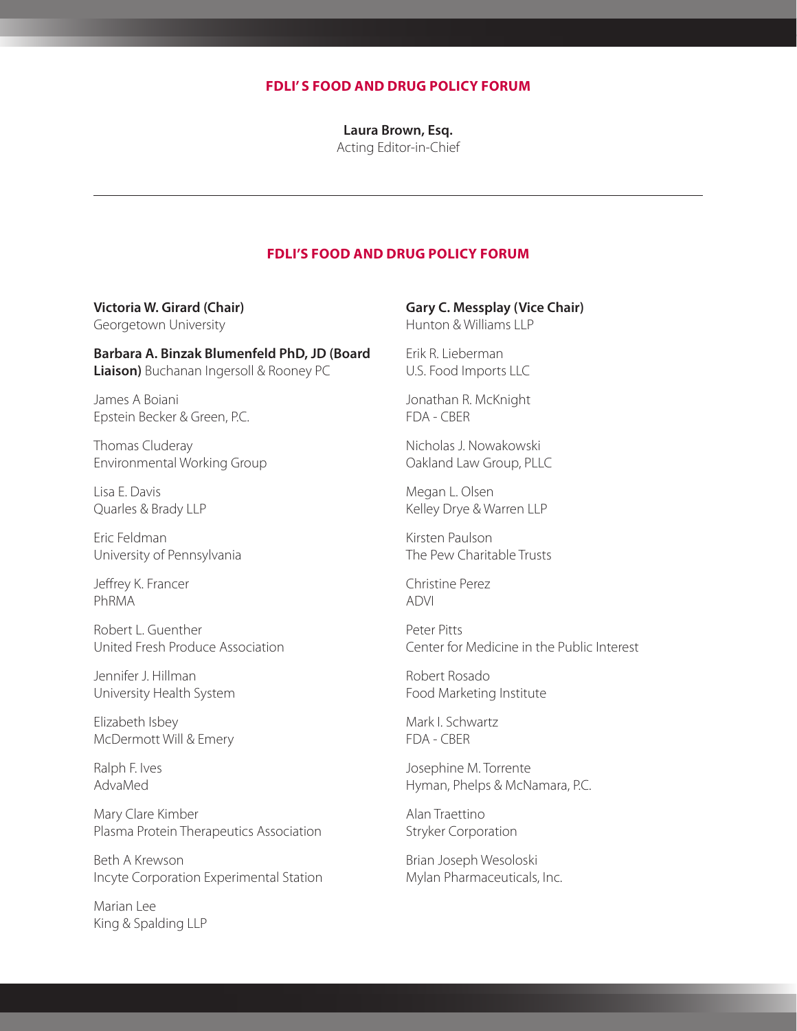## FDLI' S FOOD AND DRUG POLICY FORUM

**Laura Brown, Esq.**
Acting Editor-in-Chief

---

## FDLI'S FOOD AND DRUG POLICY FORUM

**Victoria W. Girard (Chair)**
Georgetown University

**Barbara A. Binzak Blumenfeld PhD, JD (Board Liaison)** Buchanan Ingersoll & Rooney PC

James A Boiani
Epstein Becker & Green, P.C.

Thomas Cluderay
Environmental Working Group

Lisa E. Davis
Quarles & Brady LLP

Eric Feldman
University of Pennsylvania

Jeffrey K. Francer
PhRMA

Robert L. Guenther
United Fresh Produce Association

Jennifer J. Hillman
University Health System

Elizabeth Isbey
McDermott Will & Emery

Ralph F. Ives
AdvaMed

Mary Clare Kimber
Plasma Protein Therapeutics Association

Beth A Krewson
Incyte Corporation Experimental Station

Marian Lee
King & Spalding LLP

**Gary C. Messplay (Vice Chair)**
Hunton & Williams LLP

Erik R. Lieberman
U.S. Food Imports LLC

Jonathan R. McKnight
FDA - CBER

Nicholas J. Nowakowski
Oakland Law Group, PLLC

Megan L. Olsen
Kelley Drye & Warren LLP

Kirsten Paulson
The Pew Charitable Trusts

Christine Perez
ADVI

Peter Pitts
Center for Medicine in the Public Interest

Robert Rosado
Food Marketing Institute

Mark I. Schwartz
FDA - CBER

Josephine M. Torrente
Hyman, Phelps & McNamara, P.C.

Alan Traettino
Stryker Corporation

Brian Joseph Wesoloski
Mylan Pharmaceuticals, Inc.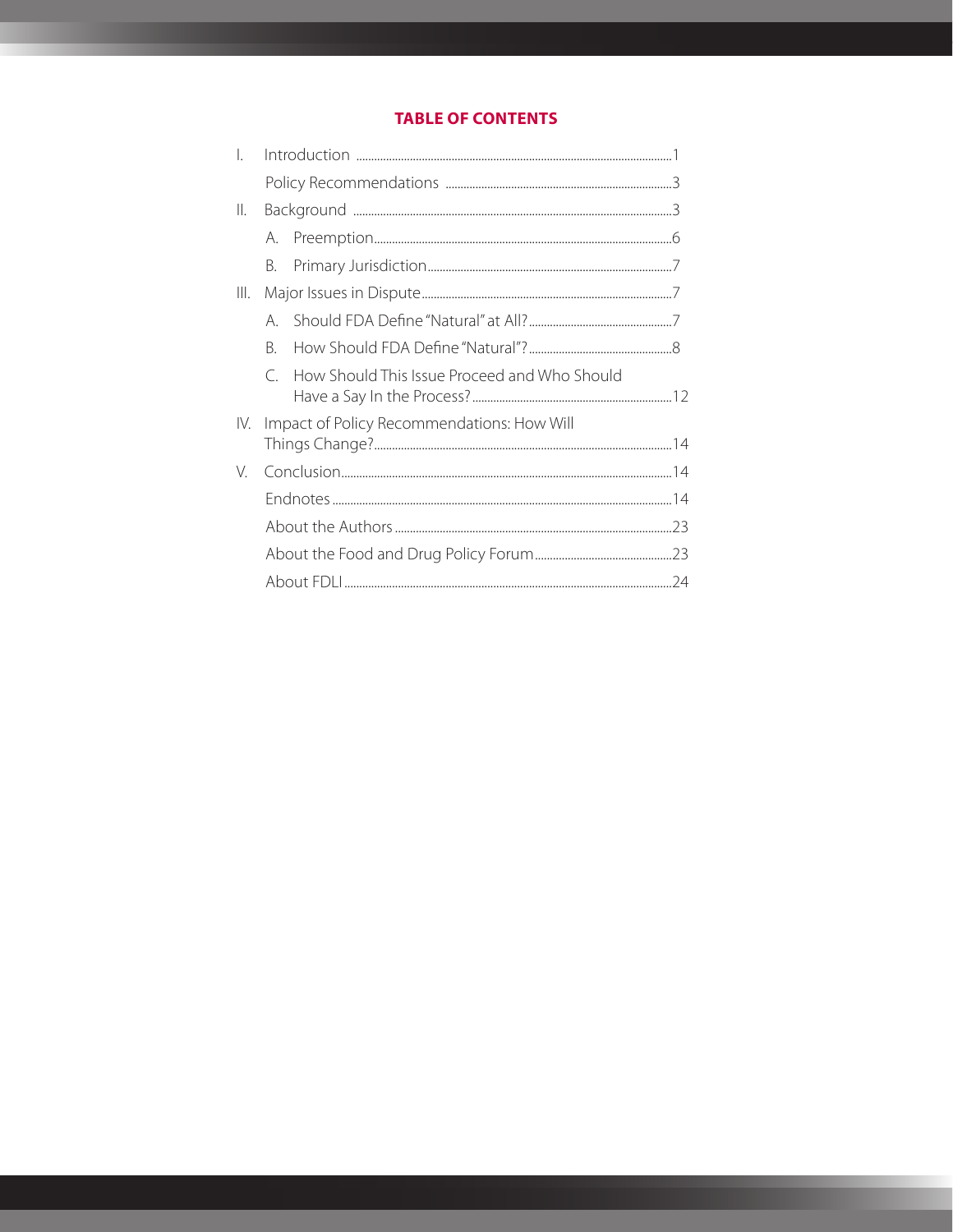## TABLE OF CONTENTS

I. Introduction ..........1

Policy Recommendations ..........3

II. Background ..........3

A. Preemption..........6

B. Primary Jurisdiction..........7

III. Major Issues in Dispute..........7

A. Should FDA Define "Natural" at All?..........7

B. How Should FDA Define "Natural"?..........8

C. How Should This Issue Proceed and Who Should Have a Say In the Process?..........12

IV. Impact of Policy Recommendations: How Will Things Change?..........14

V. Conclusion..........14

Endnotes..........14

About the Authors..........23

About the Food and Drug Policy Forum..........23

About FDLI..........24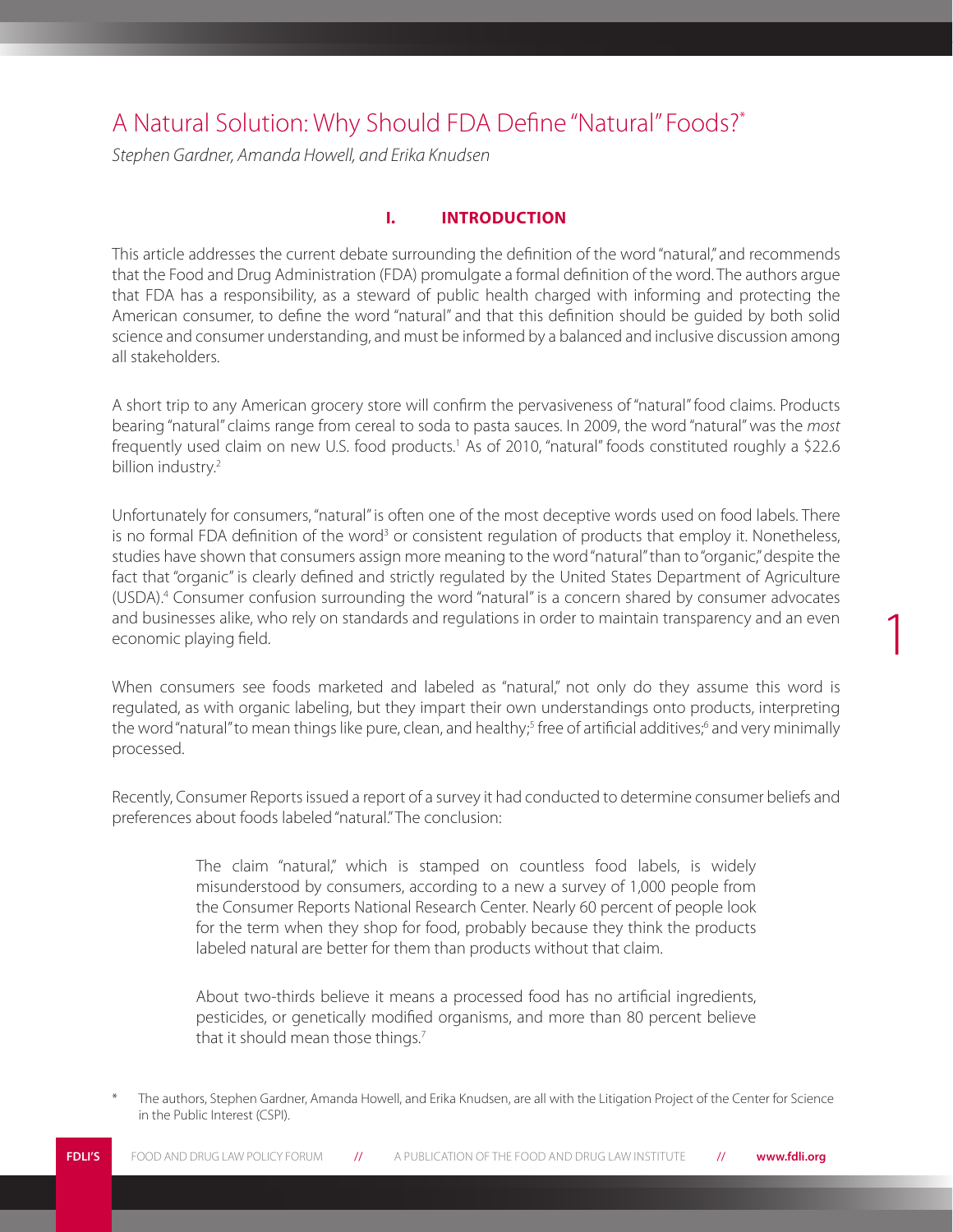# A Natural Solution: Why Should FDA Define "Natural" Foods?[*]

*Stephen Gardner, Amanda Howell, and Erika Knudsen*

## I. INTRODUCTION

This article addresses the current debate surrounding the definition of the word "natural," and recommends that the Food and Drug Administration (FDA) promulgate a formal definition of the word. The authors argue that FDA has a responsibility, as a steward of public health charged with informing and protecting the American consumer, to define the word "natural" and that this definition should be guided by both solid science and consumer understanding, and must be informed by a balanced and inclusive discussion among all stakeholders.

A short trip to any American grocery store will confirm the pervasiveness of "natural" food claims. Products bearing "natural" claims range from cereal to soda to pasta sauces. In 2009, the word "natural" was the *most* frequently used claim on new U.S. food products.[1] As of 2010, "natural" foods constituted roughly a $22.6 billion industry.[2]

Unfortunately for consumers, "natural" is often one of the most deceptive words used on food labels. There is no formal FDA definition of the word[3] or consistent regulation of products that employ it. Nonetheless, studies have shown that consumers assign more meaning to the word "natural" than to "organic," despite the fact that "organic" is clearly defined and strictly regulated by the United States Department of Agriculture (USDA).[4] Consumer confusion surrounding the word "natural" is a concern shared by consumer advocates and businesses alike, who rely on standards and regulations in order to maintain transparency and an even economic playing field.

When consumers see foods marketed and labeled as "natural," not only do they assume this word is regulated, as with organic labeling, but they impart their own understandings onto products, interpreting the word "natural" to mean things like pure, clean, and healthy;[5] free of artificial additives;[6] and very minimally processed.

Recently, Consumer Reports issued a report of a survey it had conducted to determine consumer beliefs and preferences about foods labeled "natural." The conclusion:

> The claim "natural," which is stamped on countless food labels, is widely misunderstood by consumers, according to a new a survey of 1,000 people from the Consumer Reports National Research Center. Nearly 60 percent of people look for the term when they shop for food, probably because they think the products labeled natural are better for them than products without that claim.
>
> About two-thirds believe it means a processed food has no artificial ingredients, pesticides, or genetically modified organisms, and more than 80 percent believe that it should mean those things.[7]

[*] The authors, Stephen Gardner, Amanda Howell, and Erika Knudsen, are all with the Litigation Project of the Center for Science in the Public Interest (CSPI).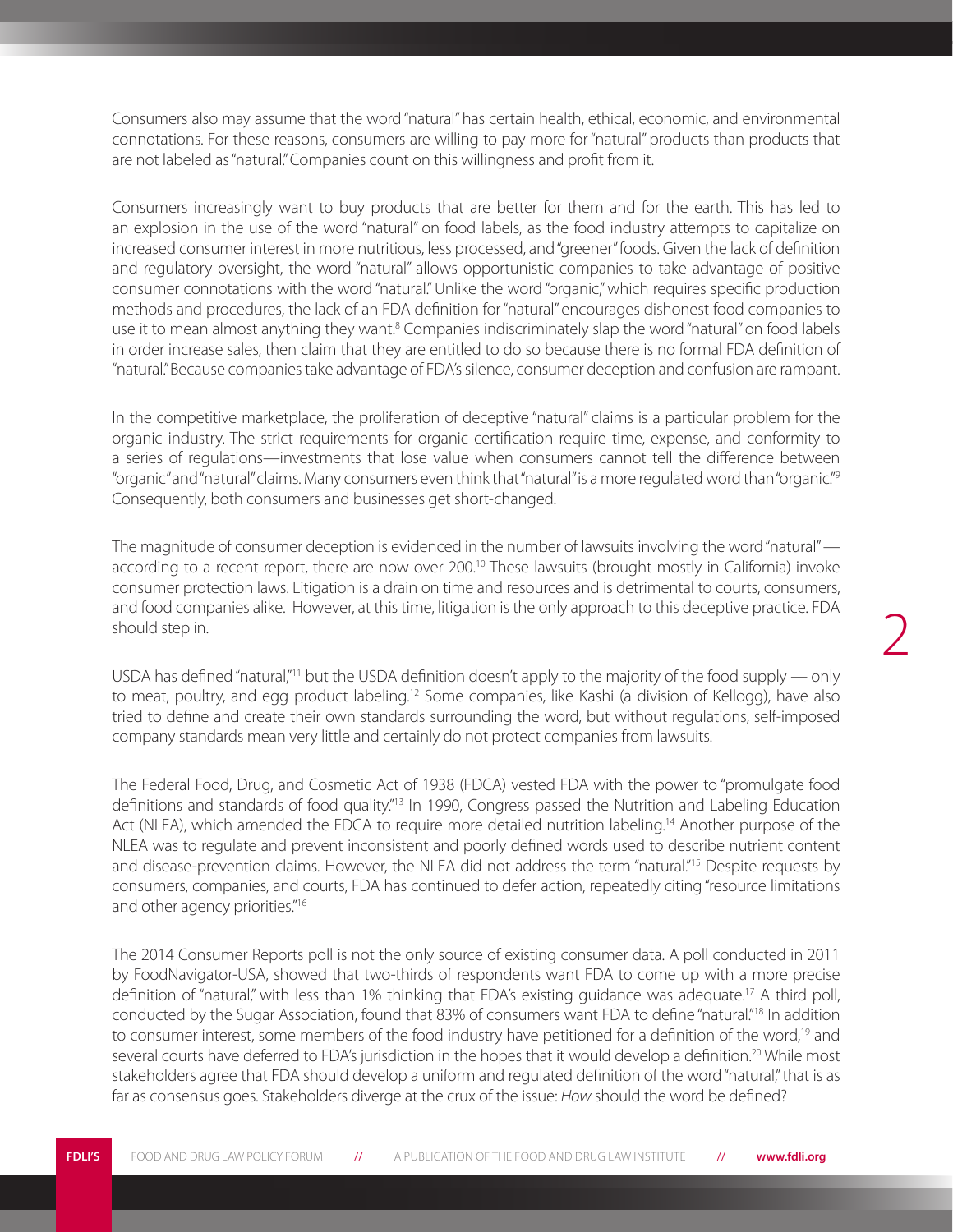Consumers also may assume that the word "natural" has certain health, ethical, economic, and environmental connotations. For these reasons, consumers are willing to pay more for "natural" products than products that are not labeled as "natural." Companies count on this willingness and profit from it.

Consumers increasingly want to buy products that are better for them and for the earth. This has led to an explosion in the use of the word "natural" on food labels, as the food industry attempts to capitalize on increased consumer interest in more nutritious, less processed, and "greener" foods. Given the lack of definition and regulatory oversight, the word "natural" allows opportunistic companies to take advantage of positive consumer connotations with the word "natural." Unlike the word "organic," which requires specific production methods and procedures, the lack of an FDA definition for "natural" encourages dishonest food companies to use it to mean almost anything they want.[8] Companies indiscriminately slap the word "natural" on food labels in order increase sales, then claim that they are entitled to do so because there is no formal FDA definition of "natural." Because companies take advantage of FDA's silence, consumer deception and confusion are rampant.

In the competitive marketplace, the proliferation of deceptive "natural" claims is a particular problem for the organic industry. The strict requirements for organic certification require time, expense, and conformity to a series of regulations—investments that lose value when consumers cannot tell the difference between "organic" and "natural" claims. Many consumers even think that "natural" is a more regulated word than "organic."[9] Consequently, both consumers and businesses get short-changed.

The magnitude of consumer deception is evidenced in the number of lawsuits involving the word "natural" — according to a recent report, there are now over 200.[10] These lawsuits (brought mostly in California) invoke consumer protection laws. Litigation is a drain on time and resources and is detrimental to courts, consumers, and food companies alike. However, at this time, litigation is the only approach to this deceptive practice. FDA should step in.

USDA has defined "natural,"[11] but the USDA definition doesn't apply to the majority of the food supply — only to meat, poultry, and egg product labeling.[12] Some companies, like Kashi (a division of Kellogg), have also tried to define and create their own standards surrounding the word, but without regulations, self-imposed company standards mean very little and certainly do not protect companies from lawsuits.

The Federal Food, Drug, and Cosmetic Act of 1938 (FDCA) vested FDA with the power to "promulgate food definitions and standards of food quality."[13] In 1990, Congress passed the Nutrition and Labeling Education Act (NLEA), which amended the FDCA to require more detailed nutrition labeling.[14] Another purpose of the NLEA was to regulate and prevent inconsistent and poorly defined words used to describe nutrient content and disease-prevention claims. However, the NLEA did not address the term "natural."[15] Despite requests by consumers, companies, and courts, FDA has continued to defer action, repeatedly citing "resource limitations and other agency priorities."[16]

The 2014 Consumer Reports poll is not the only source of existing consumer data. A poll conducted in 2011 by FoodNavigator-USA, showed that two-thirds of respondents want FDA to come up with a more precise definition of "natural," with less than 1% thinking that FDA's existing guidance was adequate.[17] A third poll, conducted by the Sugar Association, found that 83% of consumers want FDA to define "natural."[18] In addition to consumer interest, some members of the food industry have petitioned for a definition of the word,[19] and several courts have deferred to FDA's jurisdiction in the hopes that it would develop a definition.[20] While most stakeholders agree that FDA should develop a uniform and regulated definition of the word "natural," that is as far as consensus goes. Stakeholders diverge at the crux of the issue: *How* should the word be defined?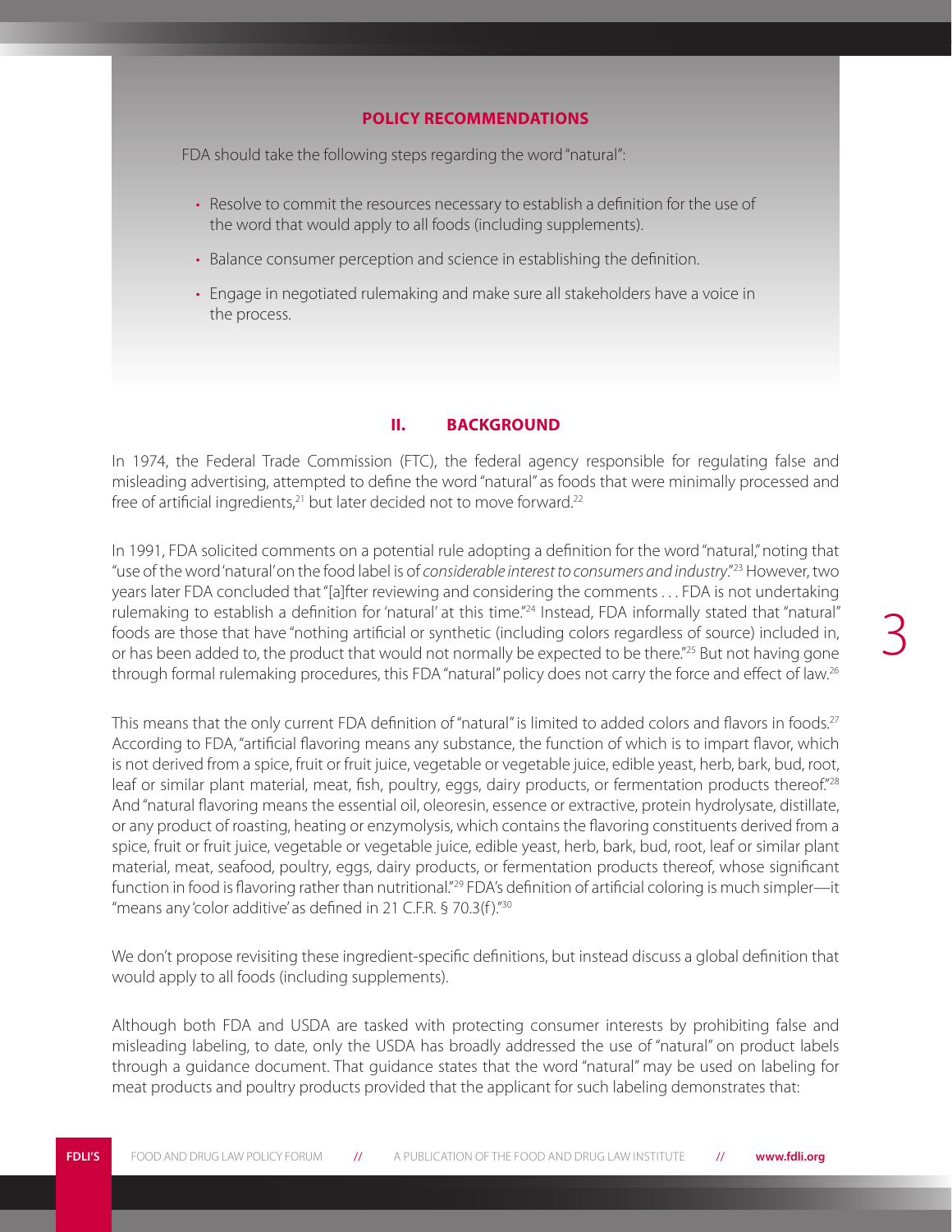### POLICY RECOMMENDATIONS

FDA should take the following steps regarding the word "natural":

- Resolve to commit the resources necessary to establish a definition for the use of the word that would apply to all foods (including supplements).
- Balance consumer perception and science in establishing the definition.
- Engage in negotiated rulemaking and make sure all stakeholders have a voice in the process.

## II. BACKGROUND

In 1974, the Federal Trade Commission (FTC), the federal agency responsible for regulating false and misleading advertising, attempted to define the word "natural" as foods that were minimally processed and free of artificial ingredients,[21] but later decided not to move forward.[22]

In 1991, FDA solicited comments on a potential rule adopting a definition for the word "natural," noting that "use of the word 'natural' on the food label is of *considerable interest to consumers and industry*."[23] However, two years later FDA concluded that "[a]fter reviewing and considering the comments . . . FDA is not undertaking rulemaking to establish a definition for 'natural' at this time."[24] Instead, FDA informally stated that "natural" foods are those that have "nothing artificial or synthetic (including colors regardless of source) included in, or has been added to, the product that would not normally be expected to be there."[25] But not having gone through formal rulemaking procedures, this FDA "natural" policy does not carry the force and effect of law.[26]

This means that the only current FDA definition of "natural" is limited to added colors and flavors in foods.[27] According to FDA, "artificial flavoring means any substance, the function of which is to impart flavor, which is not derived from a spice, fruit or fruit juice, vegetable or vegetable juice, edible yeast, herb, bark, bud, root, leaf or similar plant material, meat, fish, poultry, eggs, dairy products, or fermentation products thereof."[28] And "natural flavoring means the essential oil, oleoresin, essence or extractive, protein hydrolysate, distillate, or any product of roasting, heating or enzymolysis, which contains the flavoring constituents derived from a spice, fruit or fruit juice, vegetable or vegetable juice, edible yeast, herb, bark, bud, root, leaf or similar plant material, meat, seafood, poultry, eggs, dairy products, or fermentation products thereof, whose significant function in food is flavoring rather than nutritional."[29] FDA's definition of artificial coloring is much simpler—it "means any 'color additive' as defined in 21 C.F.R. § 70.3(f)."[30]

We don't propose revisiting these ingredient-specific definitions, but instead discuss a global definition that would apply to all foods (including supplements).

Although both FDA and USDA are tasked with protecting consumer interests by prohibiting false and misleading labeling, to date, only the USDA has broadly addressed the use of "natural" on product labels through a guidance document. That guidance states that the word "natural" may be used on labeling for meat products and poultry products provided that the applicant for such labeling demonstrates that: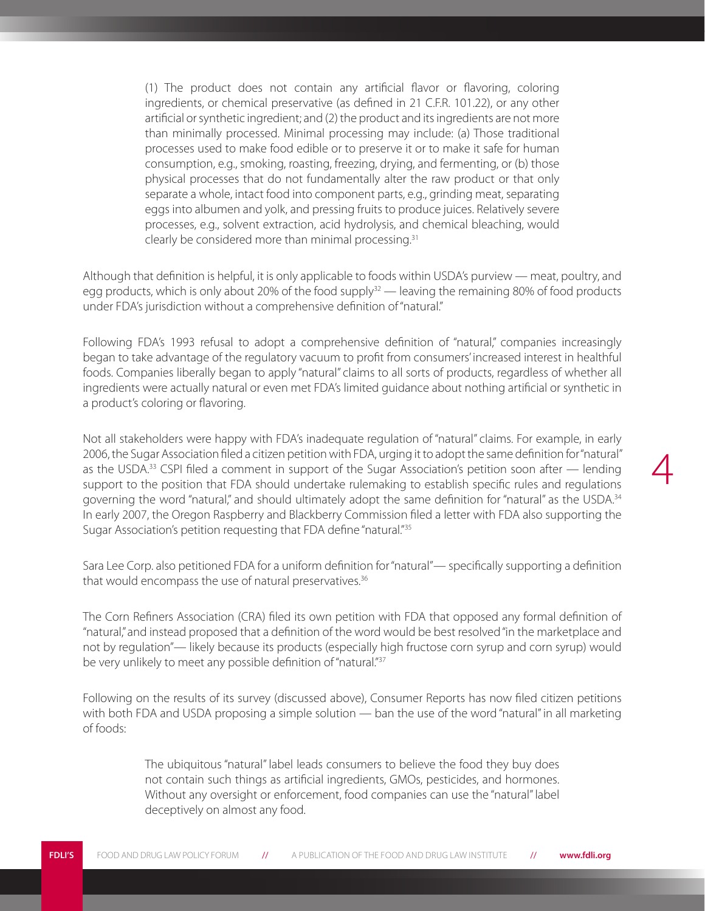> (1) The product does not contain any artificial flavor or flavoring, coloring ingredients, or chemical preservative (as defined in 21 C.F.R. 101.22), or any other artificial or synthetic ingredient; and (2) the product and its ingredients are not more than minimally processed. Minimal processing may include: (a) Those traditional processes used to make food edible or to preserve it or to make it safe for human consumption, e.g., smoking, roasting, freezing, drying, and fermenting, or (b) those physical processes that do not fundamentally alter the raw product or that only separate a whole, intact food into component parts, e.g., grinding meat, separating eggs into albumen and yolk, and pressing fruits to produce juices. Relatively severe processes, e.g., solvent extraction, acid hydrolysis, and chemical bleaching, would clearly be considered more than minimal processing.[31]

Although that definition is helpful, it is only applicable to foods within USDA's purview — meat, poultry, and egg products, which is only about 20% of the food supply[32] — leaving the remaining 80% of food products under FDA's jurisdiction without a comprehensive definition of "natural."

Following FDA's 1993 refusal to adopt a comprehensive definition of "natural," companies increasingly began to take advantage of the regulatory vacuum to profit from consumers' increased interest in healthful foods. Companies liberally began to apply "natural" claims to all sorts of products, regardless of whether all ingredients were actually natural or even met FDA's limited guidance about nothing artificial or synthetic in a product's coloring or flavoring.

Not all stakeholders were happy with FDA's inadequate regulation of "natural" claims. For example, in early 2006, the Sugar Association filed a citizen petition with FDA, urging it to adopt the same definition for "natural" as the USDA.[33] CSPI filed a comment in support of the Sugar Association's petition soon after — lending support to the position that FDA should undertake rulemaking to establish specific rules and regulations governing the word "natural," and should ultimately adopt the same definition for "natural" as the USDA.[34] In early 2007, the Oregon Raspberry and Blackberry Commission filed a letter with FDA also supporting the Sugar Association's petition requesting that FDA define "natural."[35]

Sara Lee Corp. also petitioned FDA for a uniform definition for "natural"— specifically supporting a definition that would encompass the use of natural preservatives.[36]

The Corn Refiners Association (CRA) filed its own petition with FDA that opposed any formal definition of "natural," and instead proposed that a definition of the word would be best resolved "in the marketplace and not by regulation"— likely because its products (especially high fructose corn syrup and corn syrup) would be very unlikely to meet any possible definition of "natural."[37]

Following on the results of its survey (discussed above), Consumer Reports has now filed citizen petitions with both FDA and USDA proposing a simple solution — ban the use of the word "natural" in all marketing of foods:

> The ubiquitous "natural" label leads consumers to believe the food they buy does not contain such things as artificial ingredients, GMOs, pesticides, and hormones. Without any oversight or enforcement, food companies can use the "natural" label deceptively on almost any food.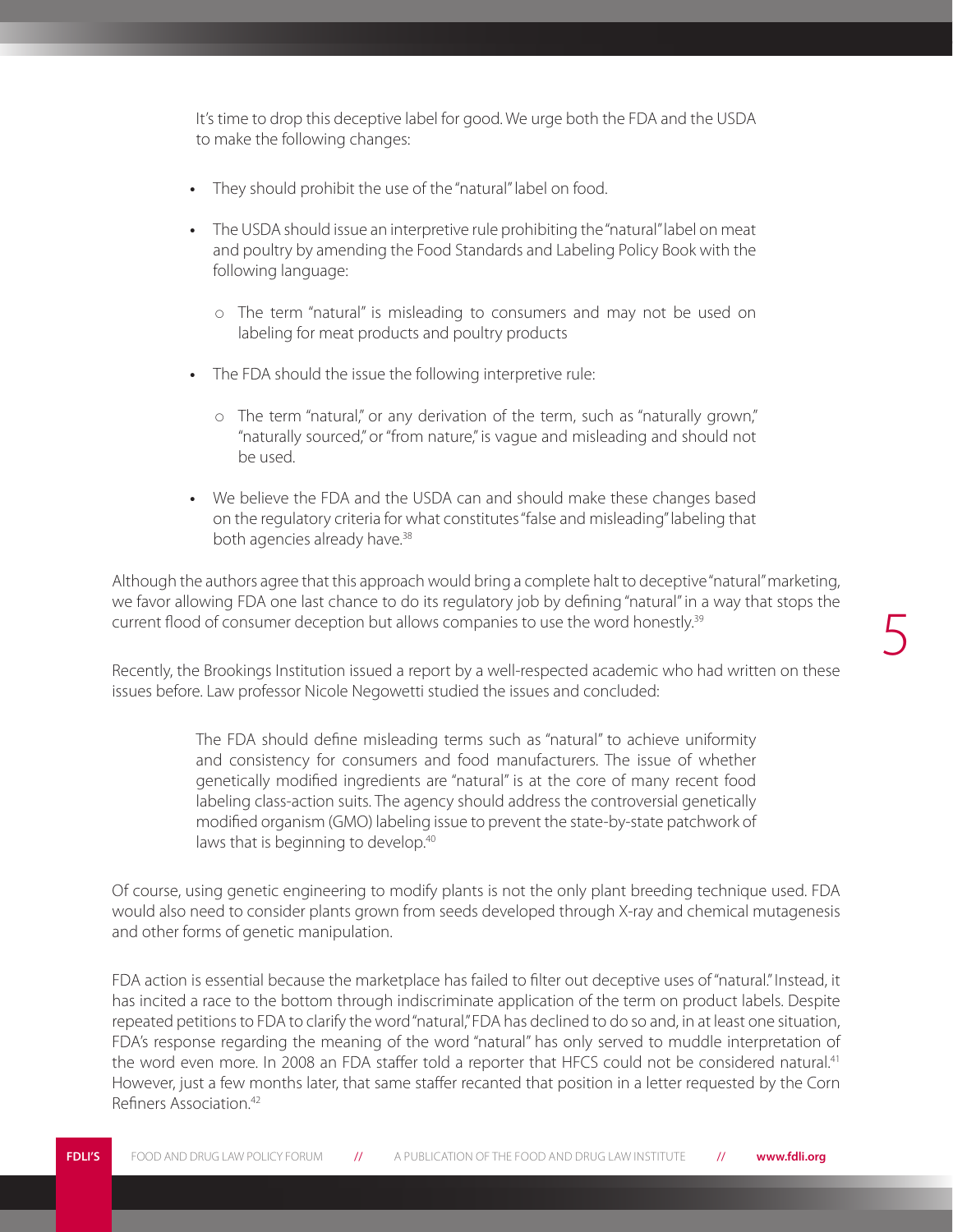> It's time to drop this deceptive label for good. We urge both the FDA and the USDA to make the following changes:
>
> - They should prohibit the use of the "natural" label on food.
> - The USDA should issue an interpretive rule prohibiting the "natural" label on meat and poultry by amending the Food Standards and Labeling Policy Book with the following language:
>     - The term "natural" is misleading to consumers and may not be used on labeling for meat products and poultry products
> - The FDA should the issue the following interpretive rule:
>     - The term "natural," or any derivation of the term, such as "naturally grown," "naturally sourced," or "from nature," is vague and misleading and should not be used.
> - We believe the FDA and the USDA can and should make these changes based on the regulatory criteria for what constitutes "false and misleading" labeling that both agencies already have.[38]

Although the authors agree that this approach would bring a complete halt to deceptive "natural" marketing, we favor allowing FDA one last chance to do its regulatory job by defining "natural" in a way that stops the current flood of consumer deception but allows companies to use the word honestly.[39]

Recently, the Brookings Institution issued a report by a well-respected academic who had written on these issues before. Law professor Nicole Negowetti studied the issues and concluded:

> The FDA should define misleading terms such as "natural" to achieve uniformity and consistency for consumers and food manufacturers. The issue of whether genetically modified ingredients are "natural" is at the core of many recent food labeling class-action suits. The agency should address the controversial genetically modified organism (GMO) labeling issue to prevent the state-by-state patchwork of laws that is beginning to develop.[40]

Of course, using genetic engineering to modify plants is not the only plant breeding technique used. FDA would also need to consider plants grown from seeds developed through X-ray and chemical mutagenesis and other forms of genetic manipulation.

FDA action is essential because the marketplace has failed to filter out deceptive uses of "natural." Instead, it has incited a race to the bottom through indiscriminate application of the term on product labels. Despite repeated petitions to FDA to clarify the word "natural," FDA has declined to do so and, in at least one situation, FDA's response regarding the meaning of the word "natural" has only served to muddle interpretation of the word even more. In 2008 an FDA staffer told a reporter that HFCS could not be considered natural.[41] However, just a few months later, that same staffer recanted that position in a letter requested by the Corn Refiners Association.[42]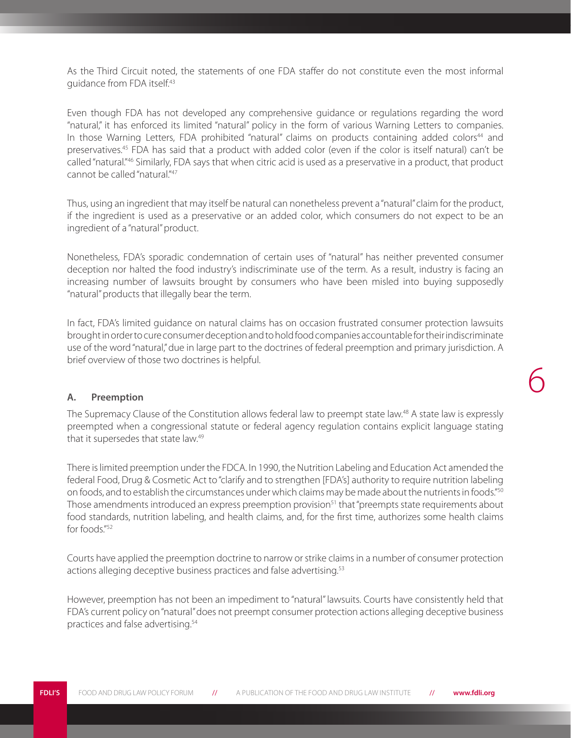As the Third Circuit noted, the statements of one FDA staffer do not constitute even the most informal guidance from FDA itself.[43]

Even though FDA has not developed any comprehensive guidance or regulations regarding the word "natural," it has enforced its limited "natural" policy in the form of various Warning Letters to companies. In those Warning Letters, FDA prohibited "natural" claims on products containing added colors[44] and preservatives.[45] FDA has said that a product with added color (even if the color is itself natural) can't be called "natural."[46] Similarly, FDA says that when citric acid is used as a preservative in a product, that product cannot be called "natural."[47]

Thus, using an ingredient that may itself be natural can nonetheless prevent a "natural" claim for the product, if the ingredient is used as a preservative or an added color, which consumers do not expect to be an ingredient of a "natural" product.

Nonetheless, FDA's sporadic condemnation of certain uses of "natural" has neither prevented consumer deception nor halted the food industry's indiscriminate use of the term. As a result, industry is facing an increasing number of lawsuits brought by consumers who have been misled into buying supposedly "natural" products that illegally bear the term.

In fact, FDA's limited guidance on natural claims has on occasion frustrated consumer protection lawsuits brought in order to cure consumer deception and to hold food companies accountable for their indiscriminate use of the word "natural," due in large part to the doctrines of federal preemption and primary jurisdiction. A brief overview of those two doctrines is helpful.

### A. Preemption

The Supremacy Clause of the Constitution allows federal law to preempt state law.[48] A state law is expressly preempted when a congressional statute or federal agency regulation contains explicit language stating that it supersedes that state law.[49]

There is limited preemption under the FDCA. In 1990, the Nutrition Labeling and Education Act amended the federal Food, Drug & Cosmetic Act to "clarify and to strengthen [FDA's] authority to require nutrition labeling on foods, and to establish the circumstances under which claims may be made about the nutrients in foods."[50] Those amendments introduced an express preemption provision[51] that "preempts state requirements about food standards, nutrition labeling, and health claims, and, for the first time, authorizes some health claims for foods."[52]

Courts have applied the preemption doctrine to narrow or strike claims in a number of consumer protection actions alleging deceptive business practices and false advertising.[53]

However, preemption has not been an impediment to "natural" lawsuits. Courts have consistently held that FDA's current policy on "natural" does not preempt consumer protection actions alleging deceptive business practices and false advertising.[54]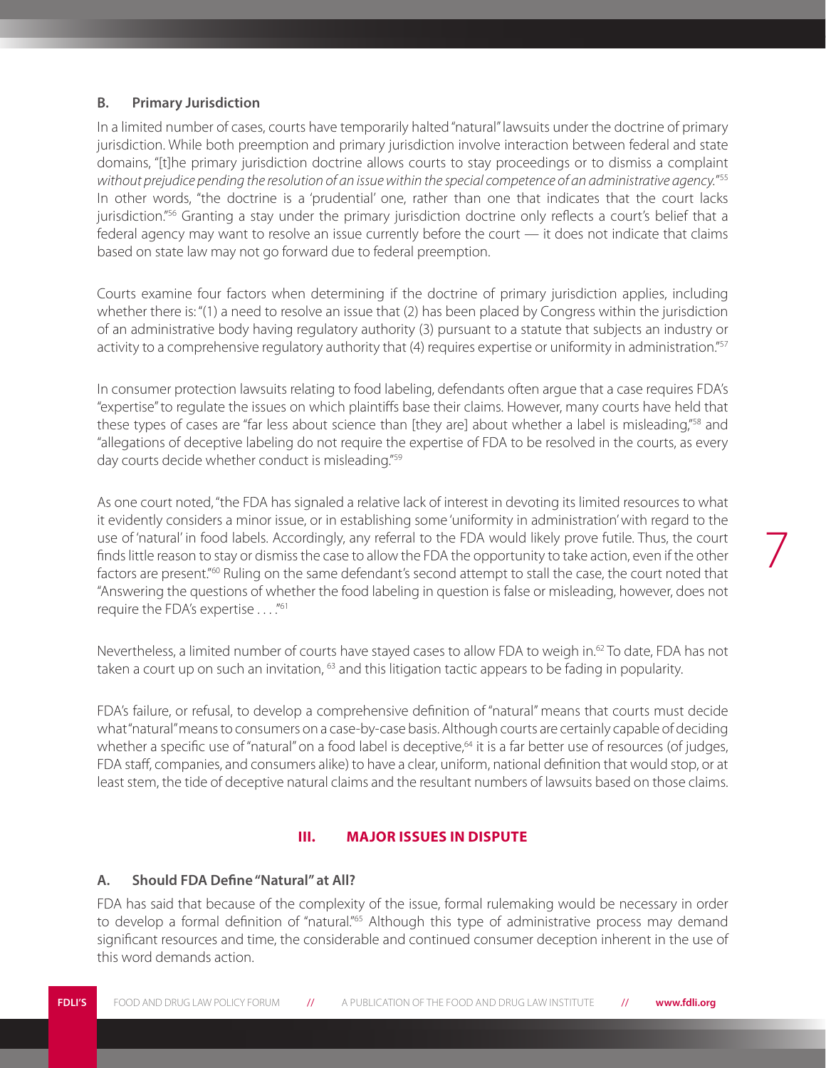### B. Primary Jurisdiction

In a limited number of cases, courts have temporarily halted "natural" lawsuits under the doctrine of primary jurisdiction. While both preemption and primary jurisdiction involve interaction between federal and state domains, "[t]he primary jurisdiction doctrine allows courts to stay proceedings or to dismiss a complaint *without prejudice pending the resolution of an issue within the special competence of an administrative agency.*"[55] In other words, "the doctrine is a 'prudential' one, rather than one that indicates that the court lacks jurisdiction."[56] Granting a stay under the primary jurisdiction doctrine only reflects a court's belief that a federal agency may want to resolve an issue currently before the court — it does not indicate that claims based on state law may not go forward due to federal preemption.

Courts examine four factors when determining if the doctrine of primary jurisdiction applies, including whether there is: "(1) a need to resolve an issue that (2) has been placed by Congress within the jurisdiction of an administrative body having regulatory authority (3) pursuant to a statute that subjects an industry or activity to a comprehensive regulatory authority that (4) requires expertise or uniformity in administration."[57]

In consumer protection lawsuits relating to food labeling, defendants often argue that a case requires FDA's "expertise" to regulate the issues on which plaintiffs base their claims. However, many courts have held that these types of cases are "far less about science than [they are] about whether a label is misleading,"[58] and "allegations of deceptive labeling do not require the expertise of FDA to be resolved in the courts, as every day courts decide whether conduct is misleading."[59]

As one court noted, "the FDA has signaled a relative lack of interest in devoting its limited resources to what it evidently considers a minor issue, or in establishing some 'uniformity in administration' with regard to the use of 'natural' in food labels. Accordingly, any referral to the FDA would likely prove futile. Thus, the court finds little reason to stay or dismiss the case to allow the FDA the opportunity to take action, even if the other factors are present."[60] Ruling on the same defendant's second attempt to stall the case, the court noted that "Answering the questions of whether the food labeling in question is false or misleading, however, does not require the FDA's expertise . . . ."[61]

Nevertheless, a limited number of courts have stayed cases to allow FDA to weigh in.[62] To date, FDA has not taken a court up on such an invitation, [63] and this litigation tactic appears to be fading in popularity.

FDA's failure, or refusal, to develop a comprehensive definition of "natural" means that courts must decide what "natural" means to consumers on a case-by-case basis. Although courts are certainly capable of deciding whether a specific use of "natural" on a food label is deceptive,[64] it is a far better use of resources (of judges, FDA staff, companies, and consumers alike) to have a clear, uniform, national definition that would stop, or at least stem, the tide of deceptive natural claims and the resultant numbers of lawsuits based on those claims.

## III. MAJOR ISSUES IN DISPUTE

### A. Should FDA Define "Natural" at All?

FDA has said that because of the complexity of the issue, formal rulemaking would be necessary in order to develop a formal definition of "natural."[65] Although this type of administrative process may demand significant resources and time, the considerable and continued consumer deception inherent in the use of this word demands action.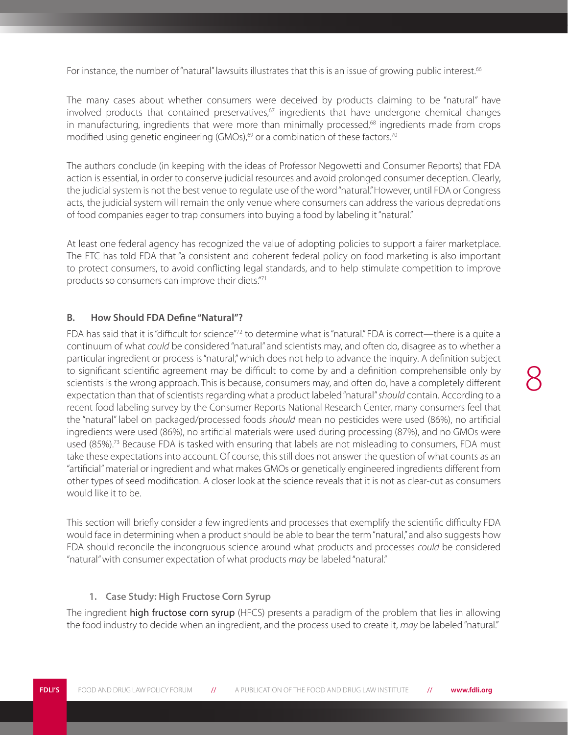For instance, the number of "natural" lawsuits illustrates that this is an issue of growing public interest.[66]

The many cases about whether consumers were deceived by products claiming to be "natural" have involved products that contained preservatives,[67] ingredients that have undergone chemical changes in manufacturing, ingredients that were more than minimally processed,[68] ingredients made from crops modified using genetic engineering (GMOs),[69] or a combination of these factors.[70]

The authors conclude (in keeping with the ideas of Professor Negowetti and Consumer Reports) that FDA action is essential, in order to conserve judicial resources and avoid prolonged consumer deception. Clearly, the judicial system is not the best venue to regulate use of the word "natural." However, until FDA or Congress acts, the judicial system will remain the only venue where consumers can address the various depredations of food companies eager to trap consumers into buying a food by labeling it "natural."

At least one federal agency has recognized the value of adopting policies to support a fairer marketplace. The FTC has told FDA that "a consistent and coherent federal policy on food marketing is also important to protect consumers, to avoid conflicting legal standards, and to help stimulate competition to improve products so consumers can improve their diets."[71]

### B. How Should FDA Define "Natural"?

FDA has said that it is "difficult for science"[72] to determine what is "natural." FDA is correct—there is a quite a continuum of what *could* be considered "natural" and scientists may, and often do, disagree as to whether a particular ingredient or process is "natural," which does not help to advance the inquiry. A definition subject to significant scientific agreement may be difficult to come by and a definition comprehensible only by scientists is the wrong approach. This is because, consumers may, and often do, have a completely different expectation than that of scientists regarding what a product labeled "natural" *should* contain. According to a recent food labeling survey by the Consumer Reports National Research Center, many consumers feel that the "natural" label on packaged/processed foods *should* mean no pesticides were used (86%), no artificial ingredients were used (86%), no artificial materials were used during processing (87%), and no GMOs were used (85%).[73] Because FDA is tasked with ensuring that labels are not misleading to consumers, FDA must take these expectations into account. Of course, this still does not answer the question of what counts as an "artificial" material or ingredient and what makes GMOs or genetically engineered ingredients different from other types of seed modification. A closer look at the science reveals that it is not as clear-cut as consumers would like it to be.

This section will briefly consider a few ingredients and processes that exemplify the scientific difficulty FDA would face in determining when a product should be able to bear the term "natural," and also suggests how FDA should reconcile the incongruous science around what products and processes *could* be considered "natural" with consumer expectation of what products *may* be labeled "natural."

#### 1. Case Study: High Fructose Corn Syrup

The ingredient high fructose corn syrup (HFCS) presents a paradigm of the problem that lies in allowing the food industry to decide when an ingredient, and the process used to create it, *may* be labeled "natural."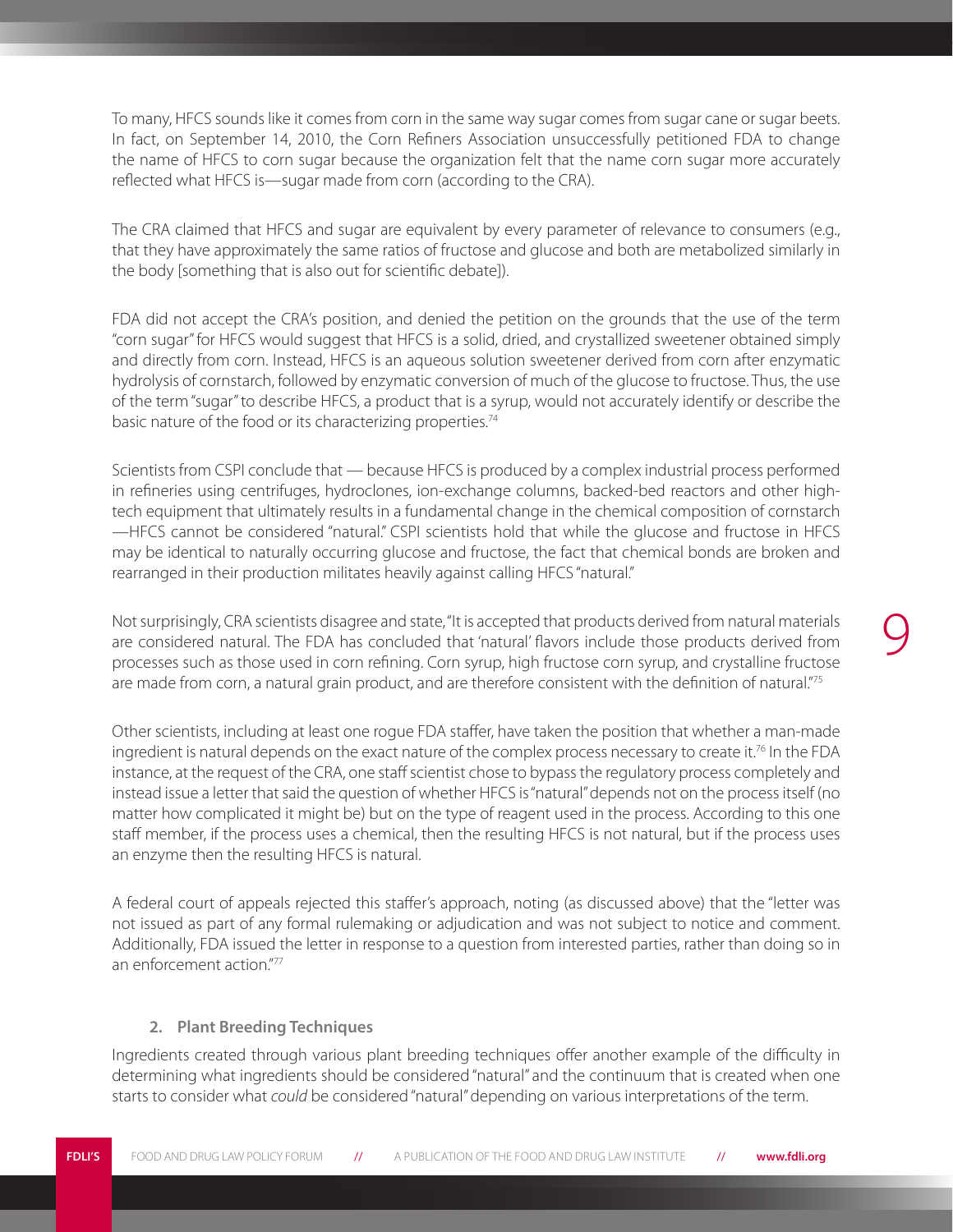To many, HFCS sounds like it comes from corn in the same way sugar comes from sugar cane or sugar beets. In fact, on September 14, 2010, the Corn Refiners Association unsuccessfully petitioned FDA to change the name of HFCS to corn sugar because the organization felt that the name corn sugar more accurately reflected what HFCS is—sugar made from corn (according to the CRA).

The CRA claimed that HFCS and sugar are equivalent by every parameter of relevance to consumers (e.g., that they have approximately the same ratios of fructose and glucose and both are metabolized similarly in the body [something that is also out for scientific debate]).

FDA did not accept the CRA's position, and denied the petition on the grounds that the use of the term "corn sugar" for HFCS would suggest that HFCS is a solid, dried, and crystallized sweetener obtained simply and directly from corn. Instead, HFCS is an aqueous solution sweetener derived from corn after enzymatic hydrolysis of cornstarch, followed by enzymatic conversion of much of the glucose to fructose. Thus, the use of the term "sugar" to describe HFCS, a product that is a syrup, would not accurately identify or describe the basic nature of the food or its characterizing properties.[74]

Scientists from CSPI conclude that — because HFCS is produced by a complex industrial process performed in refineries using centrifuges, hydroclones, ion-exchange columns, backed-bed reactors and other high-tech equipment that ultimately results in a fundamental change in the chemical composition of cornstarch —HFCS cannot be considered "natural." CSPI scientists hold that while the glucose and fructose in HFCS may be identical to naturally occurring glucose and fructose, the fact that chemical bonds are broken and rearranged in their production militates heavily against calling HFCS "natural."

Not surprisingly, CRA scientists disagree and state, "It is accepted that products derived from natural materials are considered natural. The FDA has concluded that 'natural' flavors include those products derived from processes such as those used in corn refining. Corn syrup, high fructose corn syrup, and crystalline fructose are made from corn, a natural grain product, and are therefore consistent with the definition of natural."[75]

Other scientists, including at least one rogue FDA staffer, have taken the position that whether a man-made ingredient is natural depends on the exact nature of the complex process necessary to create it.[76] In the FDA instance, at the request of the CRA, one staff scientist chose to bypass the regulatory process completely and instead issue a letter that said the question of whether HFCS is "natural" depends not on the process itself (no matter how complicated it might be) but on the type of reagent used in the process. According to this one staff member, if the process uses a chemical, then the resulting HFCS is not natural, but if the process uses an enzyme then the resulting HFCS is natural.

A federal court of appeals rejected this staffer's approach, noting (as discussed above) that the "letter was not issued as part of any formal rulemaking or adjudication and was not subject to notice and comment. Additionally, FDA issued the letter in response to a question from interested parties, rather than doing so in an enforcement action."[77]

### 2. Plant Breeding Techniques

Ingredients created through various plant breeding techniques offer another example of the difficulty in determining what ingredients should be considered "natural" and the continuum that is created when one starts to consider what *could* be considered "natural" depending on various interpretations of the term.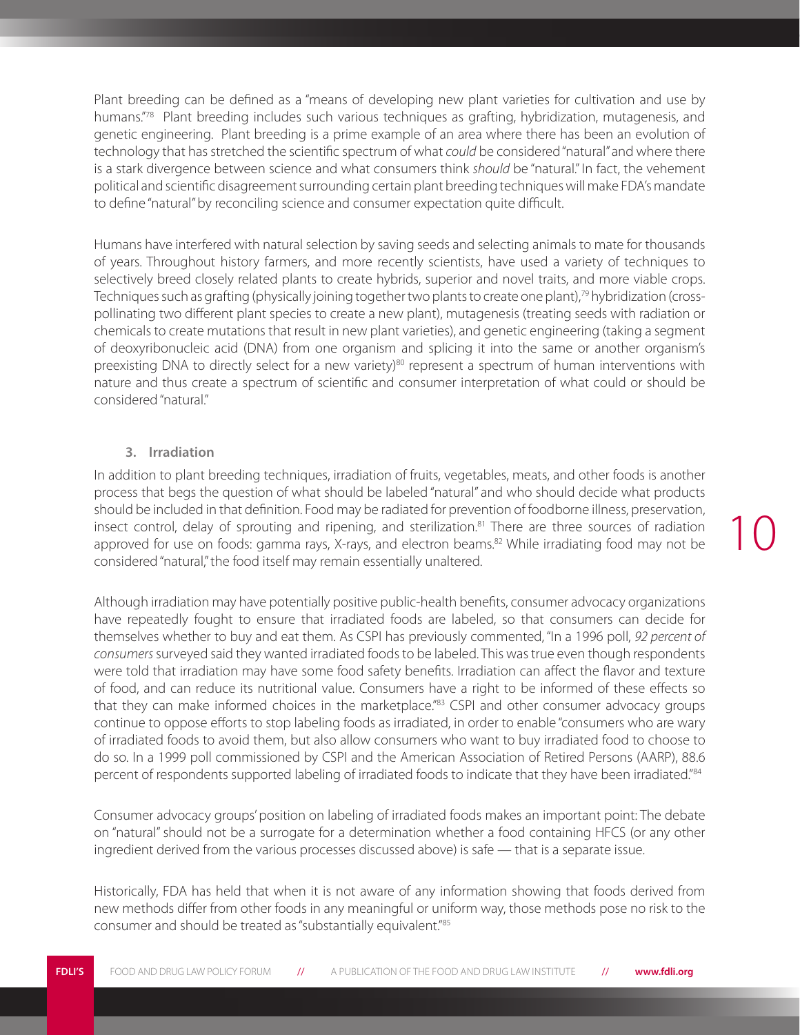Plant breeding can be defined as a "means of developing new plant varieties for cultivation and use by humans."[78] Plant breeding includes such various techniques as grafting, hybridization, mutagenesis, and genetic engineering. Plant breeding is a prime example of an area where there has been an evolution of technology that has stretched the scientific spectrum of what *could* be considered "natural" and where there is a stark divergence between science and what consumers think *should* be "natural." In fact, the vehement political and scientific disagreement surrounding certain plant breeding techniques will make FDA's mandate to define "natural" by reconciling science and consumer expectation quite difficult.

Humans have interfered with natural selection by saving seeds and selecting animals to mate for thousands of years. Throughout history farmers, and more recently scientists, have used a variety of techniques to selectively breed closely related plants to create hybrids, superior and novel traits, and more viable crops. Techniques such as grafting (physically joining together two plants to create one plant),[79] hybridization (cross-pollinating two different plant species to create a new plant), mutagenesis (treating seeds with radiation or chemicals to create mutations that result in new plant varieties), and genetic engineering (taking a segment of deoxyribonucleic acid (DNA) from one organism and splicing it into the same or another organism's preexisting DNA to directly select for a new variety)[80] represent a spectrum of human interventions with nature and thus create a spectrum of scientific and consumer interpretation of what could or should be considered "natural."

### 3. Irradiation

In addition to plant breeding techniques, irradiation of fruits, vegetables, meats, and other foods is another process that begs the question of what should be labeled "natural" and who should decide what products should be included in that definition. Food may be radiated for prevention of foodborne illness, preservation, insect control, delay of sprouting and ripening, and sterilization.[81] There are three sources of radiation approved for use on foods: gamma rays, X-rays, and electron beams.[82] While irradiating food may not be considered "natural," the food itself may remain essentially unaltered.

Although irradiation may have potentially positive public-health benefits, consumer advocacy organizations have repeatedly fought to ensure that irradiated foods are labeled, so that consumers can decide for themselves whether to buy and eat them. As CSPI has previously commented, "In a 1996 poll, *92 percent of consumers* surveyed said they wanted irradiated foods to be labeled. This was true even though respondents were told that irradiation may have some food safety benefits. Irradiation can affect the flavor and texture of food, and can reduce its nutritional value. Consumers have a right to be informed of these effects so that they can make informed choices in the marketplace."[83] CSPI and other consumer advocacy groups continue to oppose efforts to stop labeling foods as irradiated, in order to enable "consumers who are wary of irradiated foods to avoid them, but also allow consumers who want to buy irradiated food to choose to do so. In a 1999 poll commissioned by CSPI and the American Association of Retired Persons (AARP), 88.6 percent of respondents supported labeling of irradiated foods to indicate that they have been irradiated."[84]

Consumer advocacy groups' position on labeling of irradiated foods makes an important point: The debate on "natural" should not be a surrogate for a determination whether a food containing HFCS (or any other ingredient derived from the various processes discussed above) is safe — that is a separate issue.

Historically, FDA has held that when it is not aware of any information showing that foods derived from new methods differ from other foods in any meaningful or uniform way, those methods pose no risk to the consumer and should be treated as "substantially equivalent."[85]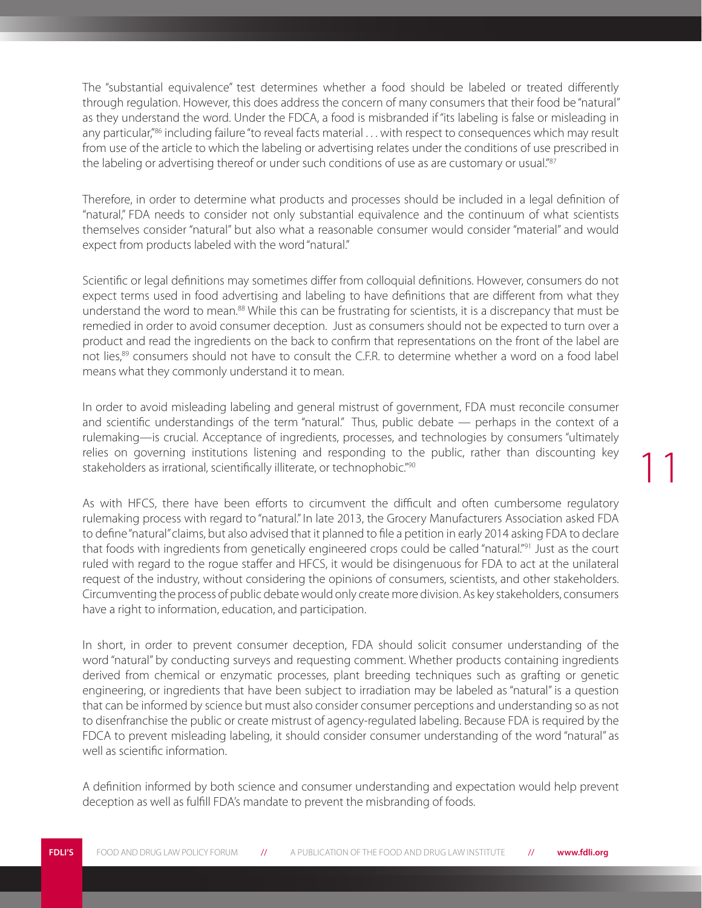The "substantial equivalence" test determines whether a food should be labeled or treated differently through regulation. However, this does address the concern of many consumers that their food be "natural" as they understand the word. Under the FDCA, a food is misbranded if "its labeling is false or misleading in any particular,"[86] including failure "to reveal facts material . . . with respect to consequences which may result from use of the article to which the labeling or advertising relates under the conditions of use prescribed in the labeling or advertising thereof or under such conditions of use as are customary or usual."[87]

Therefore, in order to determine what products and processes should be included in a legal definition of "natural," FDA needs to consider not only substantial equivalence and the continuum of what scientists themselves consider "natural" but also what a reasonable consumer would consider "material" and would expect from products labeled with the word "natural."

Scientific or legal definitions may sometimes differ from colloquial definitions. However, consumers do not expect terms used in food advertising and labeling to have definitions that are different from what they understand the word to mean.[88] While this can be frustrating for scientists, it is a discrepancy that must be remedied in order to avoid consumer deception. Just as consumers should not be expected to turn over a product and read the ingredients on the back to confirm that representations on the front of the label are not lies,[89] consumers should not have to consult the C.F.R. to determine whether a word on a food label means what they commonly understand it to mean.

In order to avoid misleading labeling and general mistrust of government, FDA must reconcile consumer and scientific understandings of the term "natural." Thus, public debate — perhaps in the context of a rulemaking—is crucial. Acceptance of ingredients, processes, and technologies by consumers "ultimately relies on governing institutions listening and responding to the public, rather than discounting key stakeholders as irrational, scientifically illiterate, or technophobic."[90]

As with HFCS, there have been efforts to circumvent the difficult and often cumbersome regulatory rulemaking process with regard to "natural." In late 2013, the Grocery Manufacturers Association asked FDA to define "natural" claims, but also advised that it planned to file a petition in early 2014 asking FDA to declare that foods with ingredients from genetically engineered crops could be called "natural."[91] Just as the court ruled with regard to the rogue staffer and HFCS, it would be disingenuous for FDA to act at the unilateral request of the industry, without considering the opinions of consumers, scientists, and other stakeholders. Circumventing the process of public debate would only create more division. As key stakeholders, consumers have a right to information, education, and participation.

In short, in order to prevent consumer deception, FDA should solicit consumer understanding of the word "natural" by conducting surveys and requesting comment. Whether products containing ingredients derived from chemical or enzymatic processes, plant breeding techniques such as grafting or genetic engineering, or ingredients that have been subject to irradiation may be labeled as "natural" is a question that can be informed by science but must also consider consumer perceptions and understanding so as not to disenfranchise the public or create mistrust of agency-regulated labeling. Because FDA is required by the FDCA to prevent misleading labeling, it should consider consumer understanding of the word "natural" as well as scientific information.

A definition informed by both science and consumer understanding and expectation would help prevent deception as well as fulfill FDA's mandate to prevent the misbranding of foods.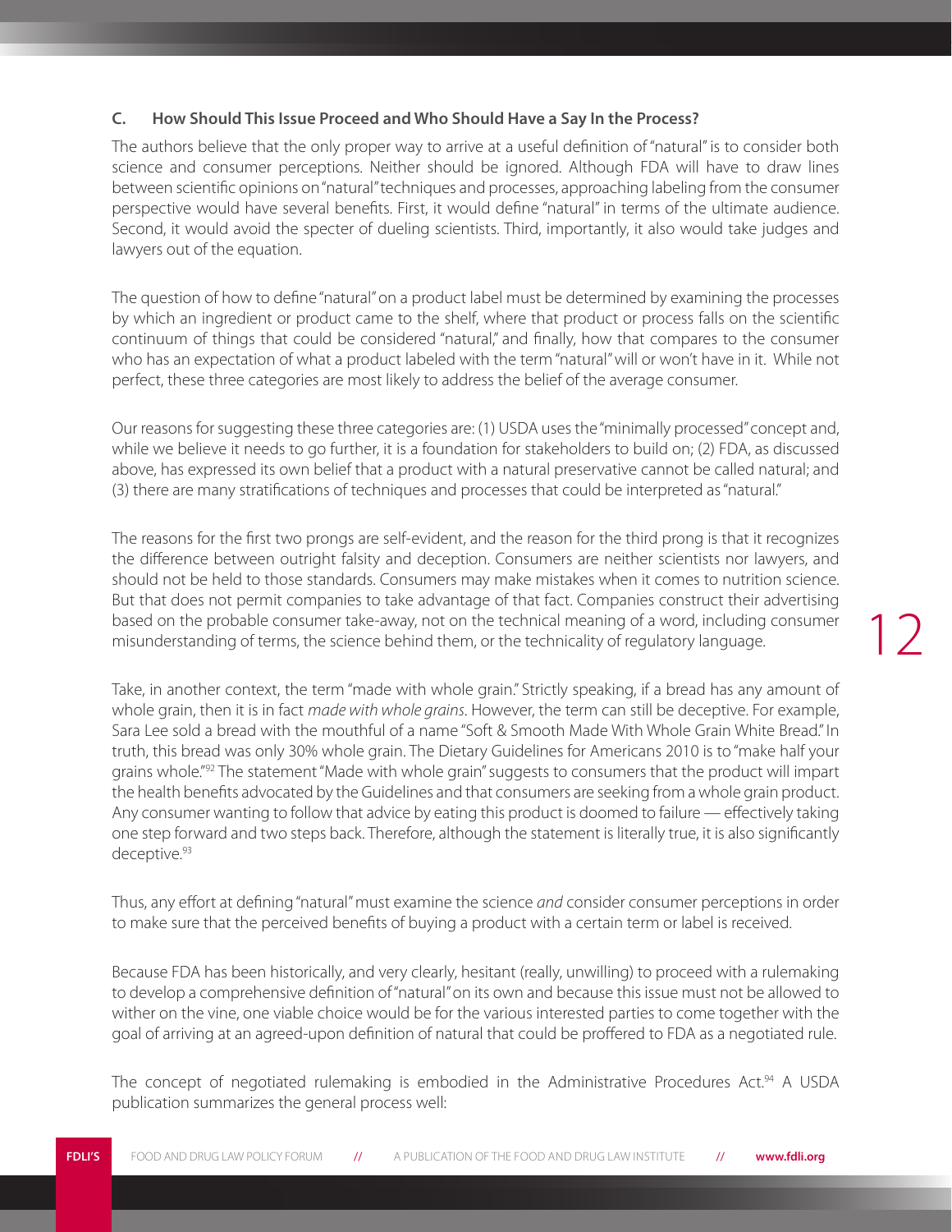### C. How Should This Issue Proceed and Who Should Have a Say In the Process?

The authors believe that the only proper way to arrive at a useful definition of "natural" is to consider both science and consumer perceptions. Neither should be ignored. Although FDA will have to draw lines between scientific opinions on "natural" techniques and processes, approaching labeling from the consumer perspective would have several benefits. First, it would define "natural" in terms of the ultimate audience. Second, it would avoid the specter of dueling scientists. Third, importantly, it also would take judges and lawyers out of the equation.

The question of how to define "natural" on a product label must be determined by examining the processes by which an ingredient or product came to the shelf, where that product or process falls on the scientific continuum of things that could be considered "natural," and finally, how that compares to the consumer who has an expectation of what a product labeled with the term "natural" will or won't have in it. While not perfect, these three categories are most likely to address the belief of the average consumer.

Our reasons for suggesting these three categories are: (1) USDA uses the "minimally processed" concept and, while we believe it needs to go further, it is a foundation for stakeholders to build on; (2) FDA, as discussed above, has expressed its own belief that a product with a natural preservative cannot be called natural; and (3) there are many stratifications of techniques and processes that could be interpreted as "natural."

The reasons for the first two prongs are self-evident, and the reason for the third prong is that it recognizes the difference between outright falsity and deception. Consumers are neither scientists nor lawyers, and should not be held to those standards. Consumers may make mistakes when it comes to nutrition science. But that does not permit companies to take advantage of that fact. Companies construct their advertising based on the probable consumer take-away, not on the technical meaning of a word, including consumer misunderstanding of terms, the science behind them, or the technicality of regulatory language.

Take, in another context, the term "made with whole grain." Strictly speaking, if a bread has any amount of whole grain, then it is in fact *made with whole grains*. However, the term can still be deceptive. For example, Sara Lee sold a bread with the mouthful of a name "Soft & Smooth Made With Whole Grain White Bread." In truth, this bread was only 30% whole grain. The Dietary Guidelines for Americans 2010 is to "make half your grains whole."[92] The statement "Made with whole grain" suggests to consumers that the product will impart the health benefits advocated by the Guidelines and that consumers are seeking from a whole grain product. Any consumer wanting to follow that advice by eating this product is doomed to failure — effectively taking one step forward and two steps back. Therefore, although the statement is literally true, it is also significantly deceptive.[93]

Thus, any effort at defining "natural" must examine the science *and* consider consumer perceptions in order to make sure that the perceived benefits of buying a product with a certain term or label is received.

Because FDA has been historically, and very clearly, hesitant (really, unwilling) to proceed with a rulemaking to develop a comprehensive definition of "natural" on its own and because this issue must not be allowed to wither on the vine, one viable choice would be for the various interested parties to come together with the goal of arriving at an agreed-upon definition of natural that could be proffered to FDA as a negotiated rule.

The concept of negotiated rulemaking is embodied in the Administrative Procedures Act.[94] A USDA publication summarizes the general process well: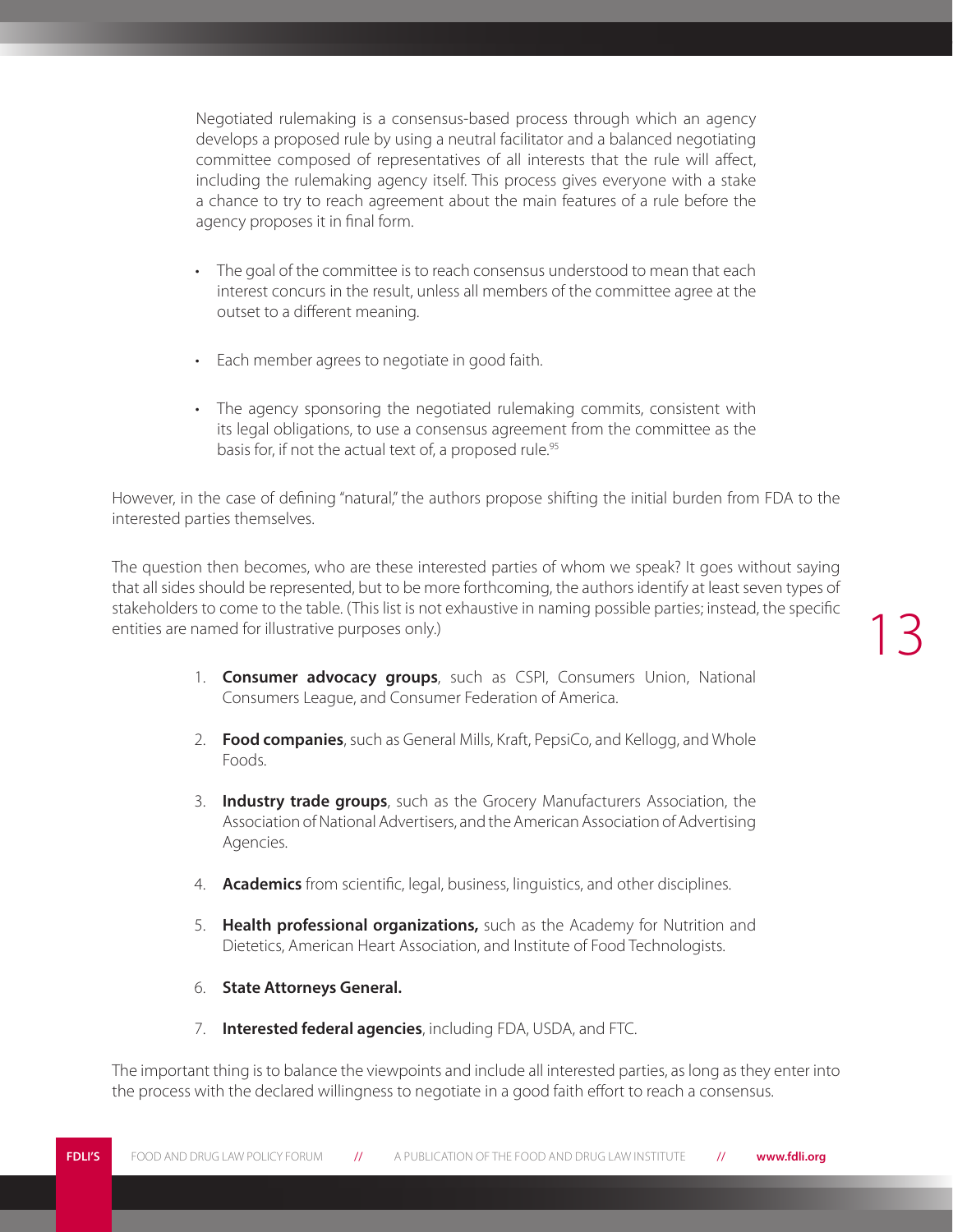> Negotiated rulemaking is a consensus-based process through which an agency develops a proposed rule by using a neutral facilitator and a balanced negotiating committee composed of representatives of all interests that the rule will affect, including the rulemaking agency itself. This process gives everyone with a stake a chance to try to reach agreement about the main features of a rule before the agency proposes it in final form.
>
> - The goal of the committee is to reach consensus understood to mean that each interest concurs in the result, unless all members of the committee agree at the outset to a different meaning.
> - Each member agrees to negotiate in good faith.
> - The agency sponsoring the negotiated rulemaking commits, consistent with its legal obligations, to use a consensus agreement from the committee as the basis for, if not the actual text of, a proposed rule.[95]

However, in the case of defining "natural," the authors propose shifting the initial burden from FDA to the interested parties themselves.

The question then becomes, who are these interested parties of whom we speak? It goes without saying that all sides should be represented, but to be more forthcoming, the authors identify at least seven types of stakeholders to come to the table. (This list is not exhaustive in naming possible parties; instead, the specific entities are named for illustrative purposes only.)

1. **Consumer advocacy groups**, such as CSPI, Consumers Union, National Consumers League, and Consumer Federation of America.
2. **Food companies**, such as General Mills, Kraft, PepsiCo, and Kellogg, and Whole Foods.
3. **Industry trade groups**, such as the Grocery Manufacturers Association, the Association of National Advertisers, and the American Association of Advertising Agencies.
4. **Academics** from scientific, legal, business, linguistics, and other disciplines.
5. **Health professional organizations,** such as the Academy for Nutrition and Dietetics, American Heart Association, and Institute of Food Technologists.
6. **State Attorneys General.**
7. **Interested federal agencies**, including FDA, USDA, and FTC.

The important thing is to balance the viewpoints and include all interested parties, as long as they enter into the process with the declared willingness to negotiate in a good faith effort to reach a consensus.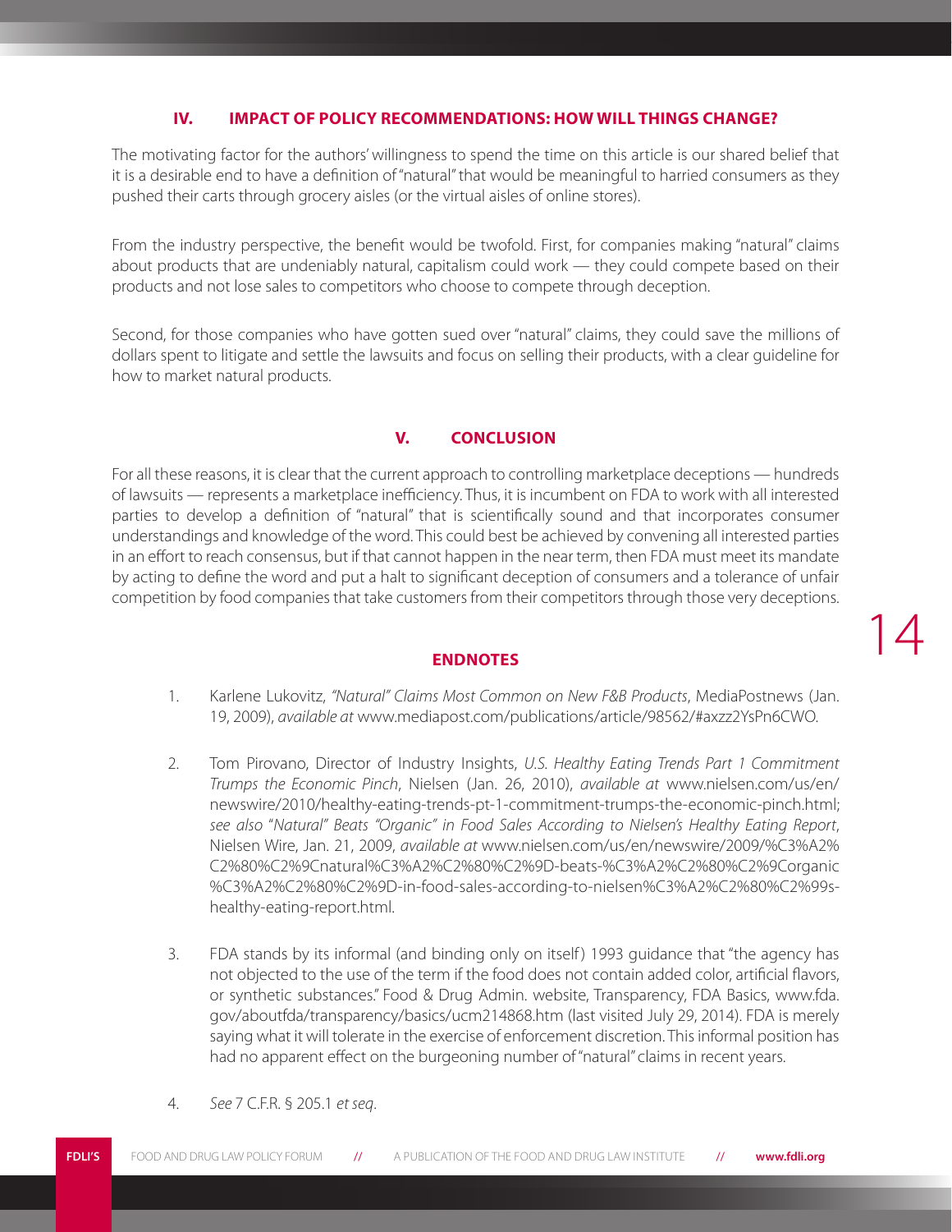## IV. IMPACT OF POLICY RECOMMENDATIONS: HOW WILL THINGS CHANGE?

The motivating factor for the authors' willingness to spend the time on this article is our shared belief that it is a desirable end to have a definition of "natural" that would be meaningful to harried consumers as they pushed their carts through grocery aisles (or the virtual aisles of online stores).

From the industry perspective, the benefit would be twofold. First, for companies making "natural" claims about products that are undeniably natural, capitalism could work — they could compete based on their products and not lose sales to competitors who choose to compete through deception.

Second, for those companies who have gotten sued over "natural" claims, they could save the millions of dollars spent to litigate and settle the lawsuits and focus on selling their products, with a clear guideline for how to market natural products.

## V. CONCLUSION

For all these reasons, it is clear that the current approach to controlling marketplace deceptions — hundreds of lawsuits — represents a marketplace inefficiency. Thus, it is incumbent on FDA to work with all interested parties to develop a definition of "natural" that is scientifically sound and that incorporates consumer understandings and knowledge of the word. This could best be achieved by convening all interested parties in an effort to reach consensus, but if that cannot happen in the near term, then FDA must meet its mandate by acting to define the word and put a halt to significant deception of consumers and a tolerance of unfair competition by food companies that take customers from their competitors through those very deceptions.

## ENDNOTES

1. Karlene Lukovitz, *"Natural" Claims Most Common on New F&B Products*, MediaPostnews (Jan. 19, 2009), *available at* www.mediapost.com/publications/article/98562/#axzz2YsPn6CWO.

2. Tom Pirovano, Director of Industry Insights, *U.S. Healthy Eating Trends Part 1 Commitment Trumps the Economic Pinch*, Nielsen (Jan. 26, 2010), *available at* www.nielsen.com/us/en/newswire/2010/healthy-eating-trends-pt-1-commitment-trumps-the-economic-pinch.html; *see also* "*Natural" Beats "Organic" in Food Sales According to Nielsen's Healthy Eating Report*, Nielsen Wire, Jan. 21, 2009, *available at* www.nielsen.com/us/en/newswire/2009/%C3%A2%C2%80%C2%9Cnatural%C3%A2%C2%80%C2%9D-beats-%C3%A2%C2%80%C2%9Corganic%C3%A2%C2%80%C2%9D-in-food-sales-according-to-nielsen%C3%A2%C2%80%C2%99s-healthy-eating-report.html.

3. FDA stands by its informal (and binding only on itself) 1993 guidance that "the agency has not objected to the use of the term if the food does not contain added color, artificial flavors, or synthetic substances." Food & Drug Admin. website, Transparency, FDA Basics, www.fda.gov/aboutfda/transparency/basics/ucm214868.htm (last visited July 29, 2014). FDA is merely saying what it will tolerate in the exercise of enforcement discretion. This informal position has had no apparent effect on the burgeoning number of "natural" claims in recent years.

4. *See* 7 C.F.R. § 205.1 *et seq*.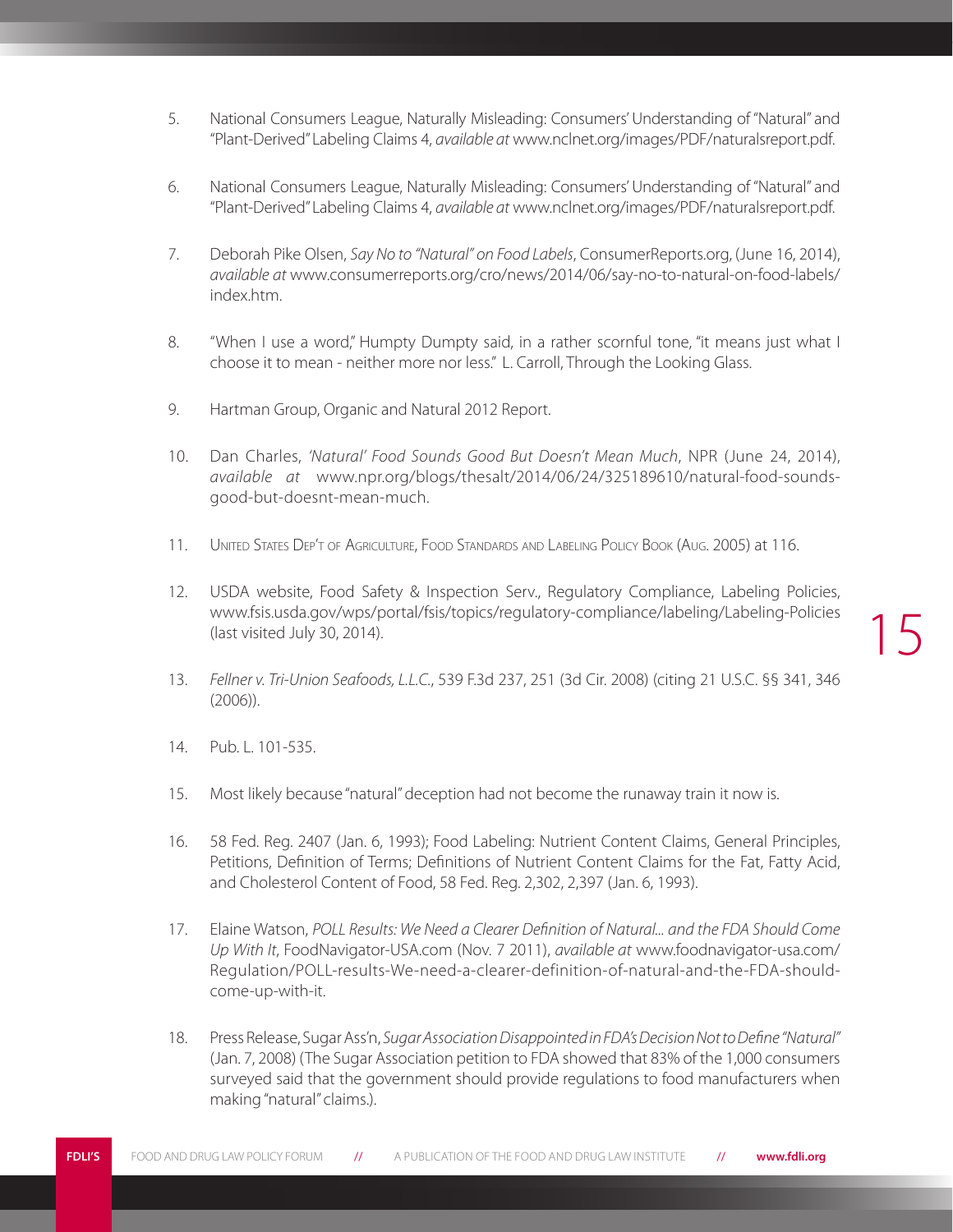5. National Consumers League, Naturally Misleading: Consumers' Understanding of "Natural" and "Plant-Derived" Labeling Claims 4, *available at* www.nclnet.org/images/PDF/naturalsreport.pdf.

6. National Consumers League, Naturally Misleading: Consumers' Understanding of "Natural" and "Plant-Derived" Labeling Claims 4, *available at* www.nclnet.org/images/PDF/naturalsreport.pdf.

7. Deborah Pike Olsen, *Say No to "Natural" on Food Labels*, ConsumerReports.org, (June 16, 2014), *available at* www.consumerreports.org/cro/news/2014/06/say-no-to-natural-on-food-labels/index.htm.

8. "When I use a word," Humpty Dumpty said, in a rather scornful tone, "it means just what I choose it to mean - neither more nor less." L. Carroll, Through the Looking Glass.

9. Hartman Group, Organic and Natural 2012 Report.

10. Dan Charles, *'Natural' Food Sounds Good But Doesn't Mean Much*, NPR (June 24, 2014), *available at* www.npr.org/blogs/thesalt/2014/06/24/325189610/natural-food-sounds-good-but-doesnt-mean-much.

11. United States Dep't of Agriculture, Food Standards and Labeling Policy Book (Aug. 2005) at 116.

12. USDA website, Food Safety & Inspection Serv., Regulatory Compliance, Labeling Policies, www.fsis.usda.gov/wps/portal/fsis/topics/regulatory-compliance/labeling/Labeling-Policies (last visited July 30, 2014).

13. *Fellner v. Tri-Union Seafoods, L.L.C.*, 539 F.3d 237, 251 (3d Cir. 2008) (citing 21 U.S.C. §§ 341, 346 (2006)).

14. Pub. L. 101-535.

15. Most likely because "natural" deception had not become the runaway train it now is.

16. 58 Fed. Reg. 2407 (Jan. 6, 1993); Food Labeling: Nutrient Content Claims, General Principles, Petitions, Definition of Terms; Definitions of Nutrient Content Claims for the Fat, Fatty Acid, and Cholesterol Content of Food, 58 Fed. Reg. 2,302, 2,397 (Jan. 6, 1993).

17. Elaine Watson, *POLL Results: We Need a Clearer Definition of Natural... and the FDA Should Come Up With It*, FoodNavigator-USA.com (Nov. 7 2011), *available at* www.foodnavigator-usa.com/Regulation/POLL-results-We-need-a-clearer-definition-of-natural-and-the-FDA-should-come-up-with-it.

18. Press Release, Sugar Ass'n, *Sugar Association Disappointed in FDA's Decision Not to Define "Natural"* (Jan. 7, 2008) (The Sugar Association petition to FDA showed that 83% of the 1,000 consumers surveyed said that the government should provide regulations to food manufacturers when making "natural" claims.).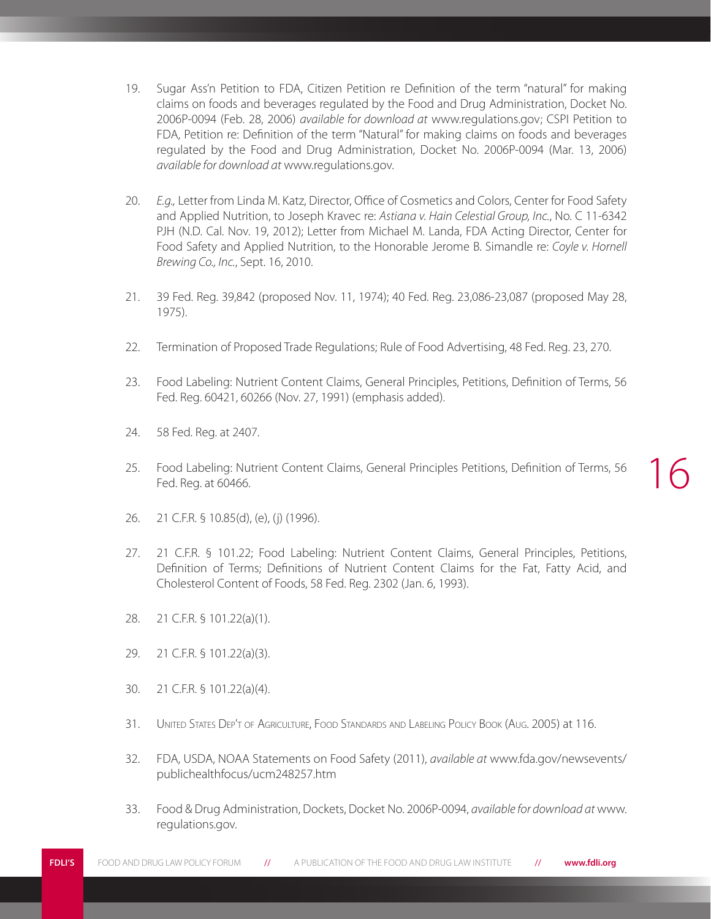19. Sugar Ass'n Petition to FDA, Citizen Petition re Definition of the term "natural" for making claims on foods and beverages regulated by the Food and Drug Administration, Docket No. 2006P-0094 (Feb. 28, 2006) *available for download at* www.regulations.gov; CSPI Petition to FDA, Petition re: Definition of the term "Natural" for making claims on foods and beverages regulated by the Food and Drug Administration, Docket No. 2006P-0094 (Mar. 13, 2006) *available for download at* www.regulations.gov.

20. *E.g.,* Letter from Linda M. Katz, Director, Office of Cosmetics and Colors, Center for Food Safety and Applied Nutrition, to Joseph Kravec re: *Astiana v. Hain Celestial Group, Inc.*, No. C 11-6342 PJH (N.D. Cal. Nov. 19, 2012); Letter from Michael M. Landa, FDA Acting Director, Center for Food Safety and Applied Nutrition, to the Honorable Jerome B. Simandle re: *Coyle v. Hornell Brewing Co., Inc.*, Sept. 16, 2010.

21. 39 Fed. Reg. 39,842 (proposed Nov. 11, 1974); 40 Fed. Reg. 23,086-23,087 (proposed May 28, 1975).

22. Termination of Proposed Trade Regulations; Rule of Food Advertising, 48 Fed. Reg. 23, 270.

23. Food Labeling: Nutrient Content Claims, General Principles, Petitions, Definition of Terms, 56 Fed. Reg. 60421, 60266 (Nov. 27, 1991) (emphasis added).

24. 58 Fed. Reg. at 2407.

25. Food Labeling: Nutrient Content Claims, General Principles Petitions, Definition of Terms, 56 Fed. Reg. at 60466.

26. 21 C.F.R. § 10.85(d), (e), (j) (1996).

27. 21 C.F.R. § 101.22; Food Labeling: Nutrient Content Claims, General Principles, Petitions, Definition of Terms; Definitions of Nutrient Content Claims for the Fat, Fatty Acid, and Cholesterol Content of Foods, 58 Fed. Reg. 2302 (Jan. 6, 1993).

28. 21 C.F.R. § 101.22(a)(1).

29. 21 C.F.R. § 101.22(a)(3).

30. 21 C.F.R. § 101.22(a)(4).

31. United States Dep't of Agriculture, Food Standards and Labeling Policy Book (Aug. 2005) at 116.

32. FDA, USDA, NOAA Statements on Food Safety (2011), *available at* www.fda.gov/newsevents/publichealthfocus/ucm248257.htm

33. Food & Drug Administration, Dockets, Docket No. 2006P-0094, *available for download at* www.regulations.gov.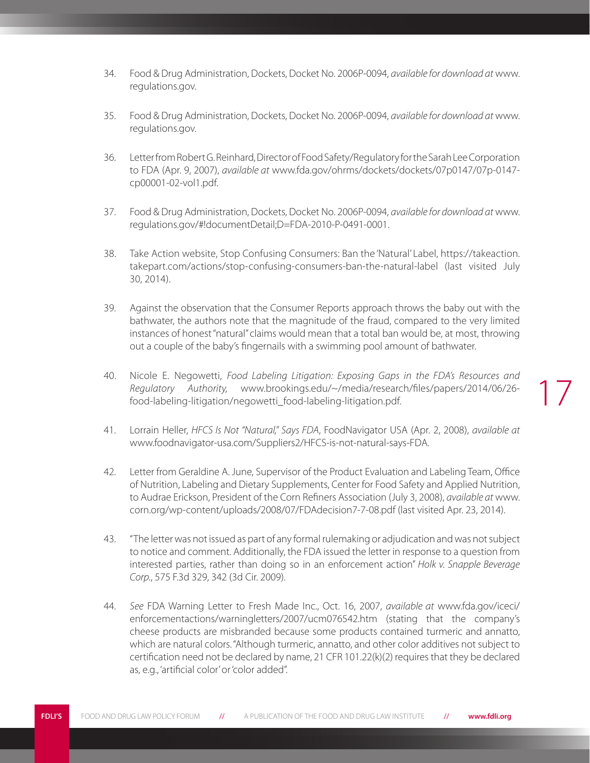34. Food & Drug Administration, Dockets, Docket No. 2006P-0094, *available for download at* www.regulations.gov.

35. Food & Drug Administration, Dockets, Docket No. 2006P-0094, *available for download at* www.regulations.gov.

36. Letter from Robert G. Reinhard, Director of Food Safety/Regulatory for the Sarah Lee Corporation to FDA (Apr. 9, 2007), *available at* www.fda.gov/ohrms/dockets/dockets/07p0147/07p-0147-cp00001-02-vol1.pdf.

37. Food & Drug Administration, Dockets, Docket No. 2006P-0094, *available for download at* www.regulations.gov/#!documentDetail;D=FDA-2010-P-0491-0001.

38. Take Action website, Stop Confusing Consumers: Ban the 'Natural' Label, https://takeaction.takepart.com/actions/stop-confusing-consumers-ban-the-natural-label (last visited July 30, 2014).

39. Against the observation that the Consumer Reports approach throws the baby out with the bathwater, the authors note that the magnitude of the fraud, compared to the very limited instances of honest "natural" claims would mean that a total ban would be, at most, throwing out a couple of the baby's fingernails with a swimming pool amount of bathwater.

40. Nicole E. Negowetti, *Food Labeling Litigation: Exposing Gaps in the FDA's Resources and Regulatory Authority,* www.brookings.edu/~/media/research/files/papers/2014/06/26-food-labeling-litigation/negowetti_food-labeling-litigation.pdf.

41. Lorrain Heller, *HFCS Is Not "Natural," Says FDA*, FoodNavigator USA (Apr. 2, 2008), *available at* www.foodnavigator-usa.com/Suppliers2/HFCS-is-not-natural-says-FDA.

42. Letter from Geraldine A. June, Supervisor of the Product Evaluation and Labeling Team, Office of Nutrition, Labeling and Dietary Supplements, Center for Food Safety and Applied Nutrition, to Audrae Erickson, President of the Corn Refiners Association (July 3, 2008), *available at* www.corn.org/wp-content/uploads/2008/07/FDAdecision7-7-08.pdf (last visited Apr. 23, 2014).

43. "The letter was not issued as part of any formal rulemaking or adjudication and was not subject to notice and comment. Additionally, the FDA issued the letter in response to a question from interested parties, rather than doing so in an enforcement action" *Holk v. Snapple Beverage Corp.*, 575 F.3d 329, 342 (3d Cir. 2009).

44. *See* FDA Warning Letter to Fresh Made Inc., Oct. 16, 2007, *available at* www.fda.gov/iceci/enforcementactions/warningletters/2007/ucm076542.htm (stating that the company's cheese products are misbranded because some products contained turmeric and annatto, which are natural colors. "Although turmeric, annatto, and other color additives not subject to certification need not be declared by name, 21 CFR 101.22(k)(2) requires that they be declared as, e.g., 'artificial color' or 'color added".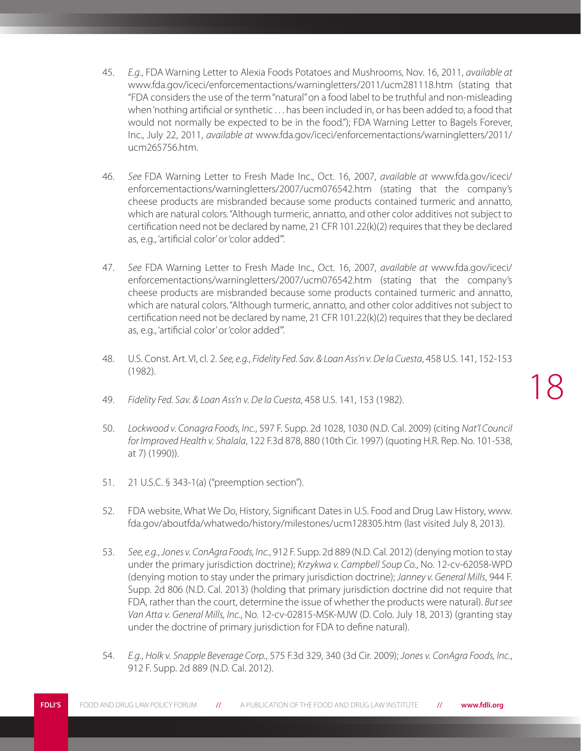45. *E.g.*, FDA Warning Letter to Alexia Foods Potatoes and Mushrooms, Nov. 16, 2011, *available at* www.fda.gov/iceci/enforcementactions/warningletters/2011/ucm281118.htm (stating that "FDA considers the use of the term "natural" on a food label to be truthful and non-misleading when 'nothing artificial or synthetic . . . has been included in, or has been added to, a food that would not normally be expected to be in the food."); FDA Warning Letter to Bagels Forever, Inc., July 22, 2011, *available at* www.fda.gov/iceci/enforcementactions/warningletters/2011/ucm265756.htm.

46. *See* FDA Warning Letter to Fresh Made Inc., Oct. 16, 2007, *available at* www.fda.gov/iceci/enforcementactions/warningletters/2007/ucm076542.htm (stating that the company's cheese products are misbranded because some products contained turmeric and annatto, which are natural colors. "Although turmeric, annatto, and other color additives not subject to certification need not be declared by name, 21 CFR 101.22(k)(2) requires that they be declared as, e.g., 'artificial color' or 'color added'".

47. *See* FDA Warning Letter to Fresh Made Inc., Oct. 16, 2007, *available at* www.fda.gov/iceci/enforcementactions/warningletters/2007/ucm076542.htm (stating that the company's cheese products are misbranded because some products contained turmeric and annatto, which are natural colors. "Although turmeric, annatto, and other color additives not subject to certification need not be declared by name, 21 CFR 101.22(k)(2) requires that they be declared as, e.g., 'artificial color' or 'color added'".

48. U.S. Const. Art. VI, cl. 2. *See, e.g.*, *Fidelity Fed. Sav. & Loan Ass'n v. De la Cuesta*, 458 U.S. 141, 152-153 (1982).

49. *Fidelity Fed. Sav. & Loan Ass'n v. De la Cuesta*, 458 U.S. 141, 153 (1982).

50. *Lockwood v. Conagra Foods, Inc.*, 597 F. Supp. 2d 1028, 1030 (N.D. Cal. 2009) (citing *Nat'l Council for Improved Health v. Shalala*, 122 F.3d 878, 880 (10th Cir. 1997) (quoting H.R. Rep. No. 101-538, at 7) (1990)).

51. 21 U.S.C. § 343-1(a) ("preemption section").

52. FDA website, What We Do, History, Significant Dates in U.S. Food and Drug Law History, www.fda.gov/aboutfda/whatwedo/history/milestones/ucm128305.htm (last visited July 8, 2013).

53. *See, e.g.*, *Jones v. ConAgra Foods, Inc.*, 912 F. Supp. 2d 889 (N.D. Cal. 2012) (denying motion to stay under the primary jurisdiction doctrine); *Krzykwa v. Campbell Soup Co.*, No. 12-cv-62058-WPD (denying motion to stay under the primary jurisdiction doctrine); *Janney v. General Mills*, 944 F. Supp. 2d 806 (N.D. Cal. 2013) (holding that primary jurisdiction doctrine did not require that FDA, rather than the court, determine the issue of whether the products were natural). *But see Van Atta v. General Mills, Inc.*, No. 12-cv-02815-MSK-MJW (D. Colo. July 18, 2013) (granting stay under the doctrine of primary jurisdiction for FDA to define natural).

54. *E.g.*, *Holk v. Snapple Beverage Corp.*, 575 F.3d 329, 340 (3d Cir. 2009); *Jones v. ConAgra Foods, Inc.*, 912 F. Supp. 2d 889 (N.D. Cal. 2012).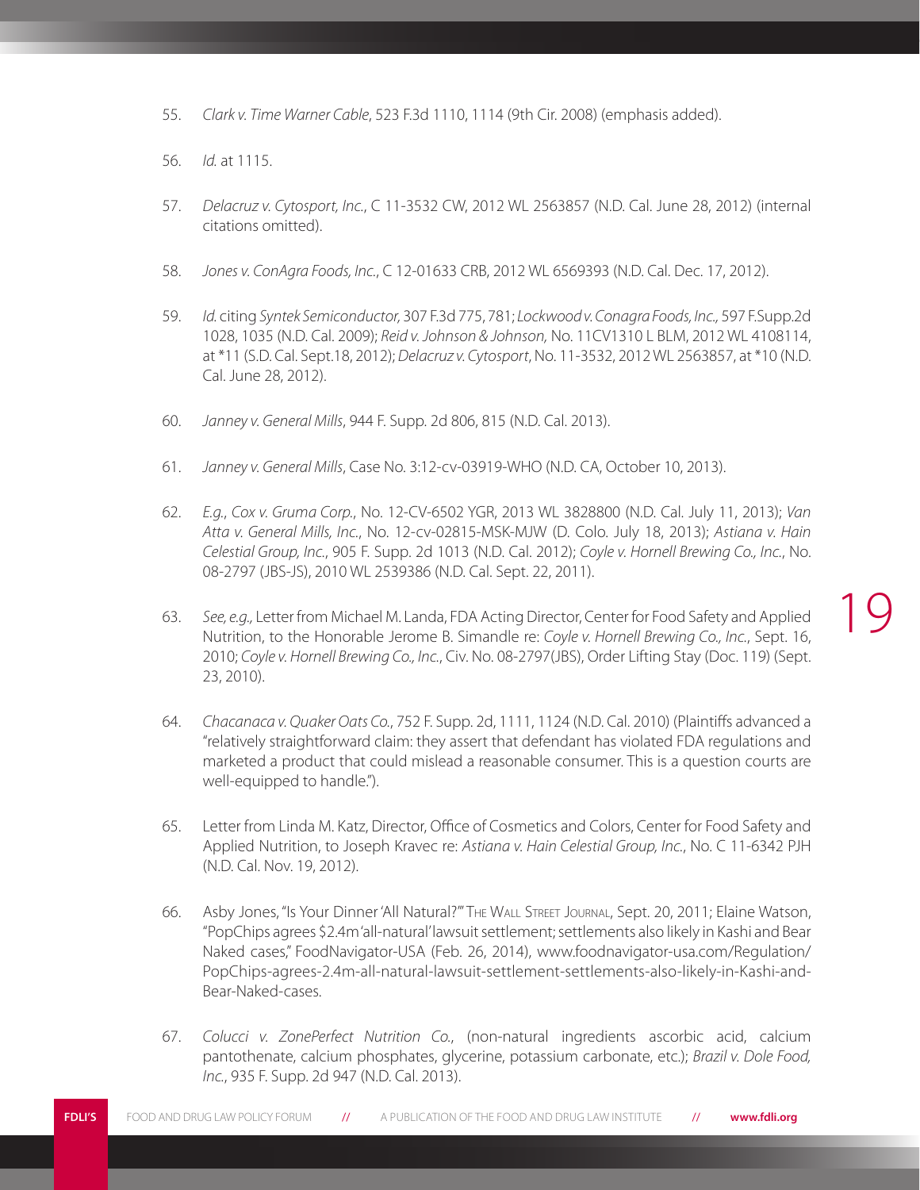55. *Clark v. Time Warner Cable*, 523 F.3d 1110, 1114 (9th Cir. 2008) (emphasis added).

56. *Id.* at 1115.

57. *Delacruz v. Cytosport, Inc.*, C 11-3532 CW, 2012 WL 2563857 (N.D. Cal. June 28, 2012) (internal citations omitted).

58. *Jones v. ConAgra Foods, Inc.*, C 12-01633 CRB, 2012 WL 6569393 (N.D. Cal. Dec. 17, 2012).

59. *Id.* citing *Syntek Semiconductor,* 307 F.3d 775, 781; *Lockwood v. Conagra Foods, Inc.,* 597 F.Supp.2d 1028, 1035 (N.D. Cal. 2009); *Reid v. Johnson & Johnson,* No. 11CV1310 L BLM, 2012 WL 4108114, at *11 (S.D. Cal. Sept.18, 2012); *Delacruz v. Cytosport*, No. 11-3532, 2012 WL 2563857, at *10 (N.D. Cal. June 28, 2012).

60. *Janney v. General Mills*, 944 F. Supp. 2d 806, 815 (N.D. Cal. 2013).

61. *Janney v. General Mills*, Case No. 3:12-cv-03919-WHO (N.D. CA, October 10, 2013).

62. *E.g.*, *Cox v. Gruma Corp.*, No. 12-CV-6502 YGR, 2013 WL 3828800 (N.D. Cal. July 11, 2013); *Van Atta v. General Mills, Inc.*, No. 12-cv-02815-MSK-MJW (D. Colo. July 18, 2013); *Astiana v. Hain Celestial Group, Inc.*, 905 F. Supp. 2d 1013 (N.D. Cal. 2012); *Coyle v. Hornell Brewing Co., Inc.*, No. 08-2797 (JBS-JS), 2010 WL 2539386 (N.D. Cal. Sept. 22, 2011).

63. *See, e.g.,* Letter from Michael M. Landa, FDA Acting Director, Center for Food Safety and Applied Nutrition, to the Honorable Jerome B. Simandle re: *Coyle v. Hornell Brewing Co., Inc.*, Sept. 16, 2010; *Coyle v. Hornell Brewing Co., Inc.*, Civ. No. 08-2797(JBS), Order Lifting Stay (Doc. 119) (Sept. 23, 2010).

64. *Chacanaca v. Quaker Oats Co.*, 752 F. Supp. 2d, 1111, 1124 (N.D. Cal. 2010) (Plaintiffs advanced a "relatively straightforward claim: they assert that defendant has violated FDA regulations and marketed a product that could mislead a reasonable consumer. This is a question courts are well-equipped to handle.").

65. Letter from Linda M. Katz, Director, Office of Cosmetics and Colors, Center for Food Safety and Applied Nutrition, to Joseph Kravec re: *Astiana v. Hain Celestial Group, Inc.*, No. C 11-6342 PJH (N.D. Cal. Nov. 19, 2012).

66. Asby Jones, "Is Your Dinner 'All Natural?'" The Wall Street Journal, Sept. 20, 2011; Elaine Watson, "PopChips agrees $2.4m 'all-natural' lawsuit settlement; settlements also likely in Kashi and Bear Naked cases," FoodNavigator-USA (Feb. 26, 2014), www.foodnavigator-usa.com/Regulation/PopChips-agrees-2.4m-all-natural-lawsuit-settlement-settlements-also-likely-in-Kashi-and-Bear-Naked-cases.

67. *Colucci v. ZonePerfect Nutrition Co.*, (non-natural ingredients ascorbic acid, calcium pantothenate, calcium phosphates, glycerine, potassium carbonate, etc.); *Brazil v. Dole Food, Inc.*, 935 F. Supp. 2d 947 (N.D. Cal. 2013).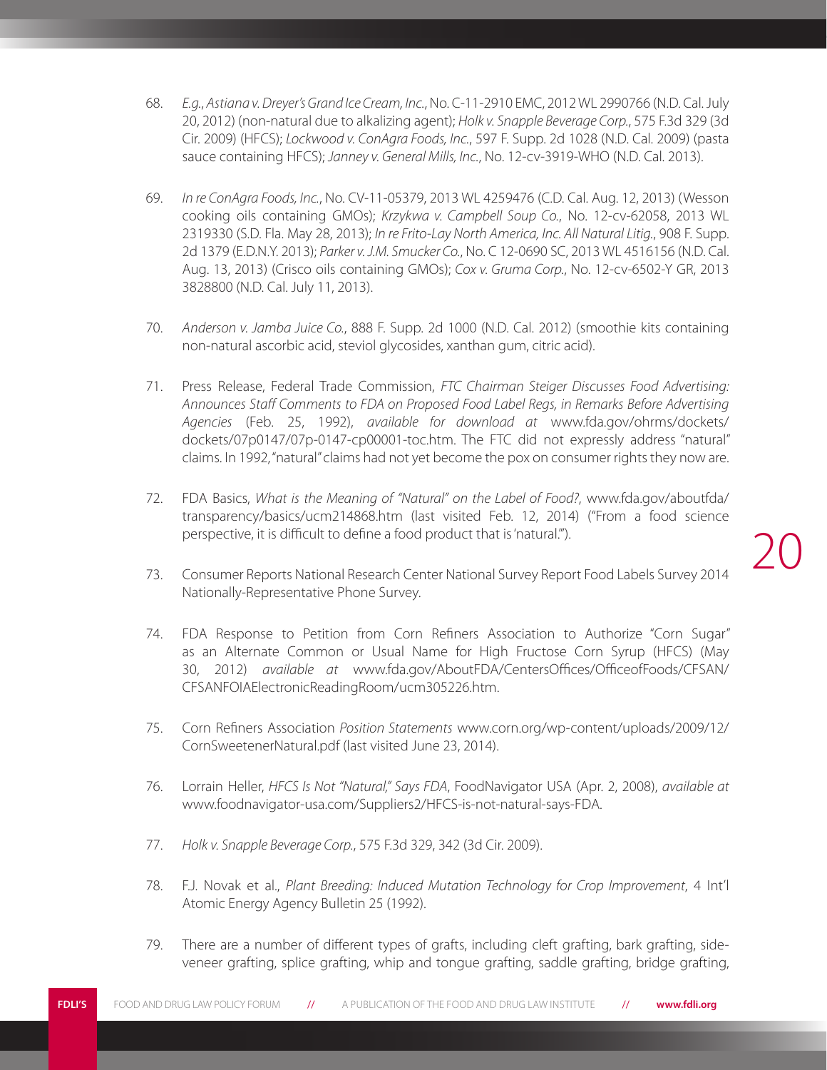68. *E.g.*, *Astiana v. Dreyer's Grand Ice Cream, Inc.*, No. C-11-2910 EMC, 2012 WL 2990766 (N.D. Cal. July 20, 2012) (non-natural due to alkalizing agent); *Holk v. Snapple Beverage Corp.*, 575 F.3d 329 (3d Cir. 2009) (HFCS); *Lockwood v. ConAgra Foods, Inc.*, 597 F. Supp. 2d 1028 (N.D. Cal. 2009) (pasta sauce containing HFCS); *Janney v. General Mills, Inc.*, No. 12-cv-3919-WHO (N.D. Cal. 2013).

69. *In re ConAgra Foods, Inc.*, No. CV-11-05379, 2013 WL 4259476 (C.D. Cal. Aug. 12, 2013) (Wesson cooking oils containing GMOs); *Krzykwa v. Campbell Soup Co.*, No. 12-cv-62058, 2013 WL 2319330 (S.D. Fla. May 28, 2013); *In re Frito-Lay North America, Inc. All Natural Litig.*, 908 F. Supp. 2d 1379 (E.D.N.Y. 2013); *Parker v. J.M. Smucker Co.*, No. C 12-0690 SC, 2013 WL 4516156 (N.D. Cal. Aug. 13, 2013) (Crisco oils containing GMOs); *Cox v. Gruma Corp.*, No. 12-cv-6502-Y GR, 2013 3828800 (N.D. Cal. July 11, 2013).

70. *Anderson v. Jamba Juice Co.*, 888 F. Supp. 2d 1000 (N.D. Cal. 2012) (smoothie kits containing non-natural ascorbic acid, steviol glycosides, xanthan gum, citric acid).

71. Press Release, Federal Trade Commission, *FTC Chairman Steiger Discusses Food Advertising: Announces Staff Comments to FDA on Proposed Food Label Regs, in Remarks Before Advertising Agencies* (Feb. 25, 1992), *available for download at* www.fda.gov/ohrms/dockets/dockets/07p0147/07p-0147-cp00001-toc.htm. The FTC did not expressly address "natural" claims. In 1992, "natural" claims had not yet become the pox on consumer rights they now are.

72. FDA Basics, *What is the Meaning of "Natural" on the Label of Food?*, www.fda.gov/aboutfda/transparency/basics/ucm214868.htm (last visited Feb. 12, 2014) ("From a food science perspective, it is difficult to define a food product that is 'natural.'").

73. Consumer Reports National Research Center National Survey Report Food Labels Survey 2014 Nationally-Representative Phone Survey.

74. FDA Response to Petition from Corn Refiners Association to Authorize "Corn Sugar" as an Alternate Common or Usual Name for High Fructose Corn Syrup (HFCS) (May 30, 2012) *available at* www.fda.gov/AboutFDA/CentersOffices/OfficeofFoods/CFSAN/CFSANFOIAElectronicReadingRoom/ucm305226.htm.

75. Corn Refiners Association *Position Statements* www.corn.org/wp-content/uploads/2009/12/CornSweetenerNatural.pdf (last visited June 23, 2014).

76. Lorrain Heller, *HFCS Is Not "Natural," Says FDA*, FoodNavigator USA (Apr. 2, 2008), *available at* www.foodnavigator-usa.com/Suppliers2/HFCS-is-not-natural-says-FDA.

77. *Holk v. Snapple Beverage Corp.*, 575 F.3d 329, 342 (3d Cir. 2009).

78. F.J. Novak et al., *Plant Breeding: Induced Mutation Technology for Crop Improvement*, 4 Int'l Atomic Energy Agency Bulletin 25 (1992).

79. There are a number of different types of grafts, including cleft grafting, bark grafting, side-veneer grafting, splice grafting, whip and tongue grafting, saddle grafting, bridge grafting,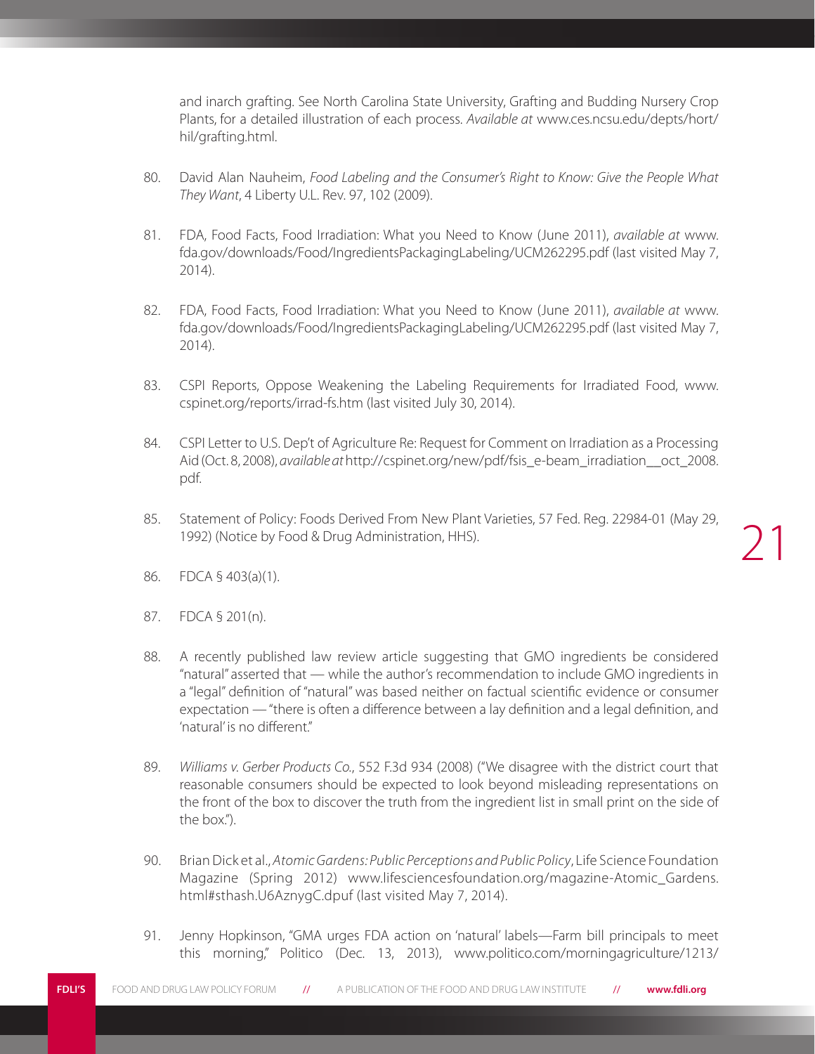and inarch grafting. See North Carolina State University, Grafting and Budding Nursery Crop Plants, for a detailed illustration of each process. *Available at* www.ces.ncsu.edu/depts/hort/hil/grafting.html.

80. David Alan Nauheim, *Food Labeling and the Consumer's Right to Know: Give the People What They Want*, 4 Liberty U.L. Rev. 97, 102 (2009).

81. FDA, Food Facts, Food Irradiation: What you Need to Know (June 2011), *available at* www.fda.gov/downloads/Food/IngredientsPackagingLabeling/UCM262295.pdf (last visited May 7, 2014).

82. FDA, Food Facts, Food Irradiation: What you Need to Know (June 2011), *available at* www.fda.gov/downloads/Food/IngredientsPackagingLabeling/UCM262295.pdf (last visited May 7, 2014).

83. CSPI Reports, Oppose Weakening the Labeling Requirements for Irradiated Food, www.cspinet.org/reports/irrad-fs.htm (last visited July 30, 2014).

84. CSPI Letter to U.S. Dep't of Agriculture Re: Request for Comment on Irradiation as a Processing Aid (Oct. 8, 2008), *available at* http://cspinet.org/new/pdf/fsis_e-beam_irradiation__oct_2008.pdf.

85. Statement of Policy: Foods Derived From New Plant Varieties, 57 Fed. Reg. 22984-01 (May 29, 1992) (Notice by Food & Drug Administration, HHS).

86. FDCA § 403(a)(1).

87. FDCA § 201(n).

88. A recently published law review article suggesting that GMO ingredients be considered "natural" asserted that — while the author's recommendation to include GMO ingredients in a "legal" definition of "natural" was based neither on factual scientific evidence or consumer expectation — "there is often a difference between a lay definition and a legal definition, and 'natural' is no different."

89. *Williams v. Gerber Products Co.*, 552 F.3d 934 (2008) ("We disagree with the district court that reasonable consumers should be expected to look beyond misleading representations on the front of the box to discover the truth from the ingredient list in small print on the side of the box.").

90. Brian Dick et al., *Atomic Gardens: Public Perceptions and Public Policy*, Life Science Foundation Magazine (Spring 2012) www.lifesciencesfoundation.org/magazine-Atomic_Gardens.html#sthash.U6AznygC.dpuf (last visited May 7, 2014).

91. Jenny Hopkinson, "GMA urges FDA action on 'natural' labels—Farm bill principals to meet this morning," Politico (Dec. 13, 2013), www.politico.com/morningagriculture/1213/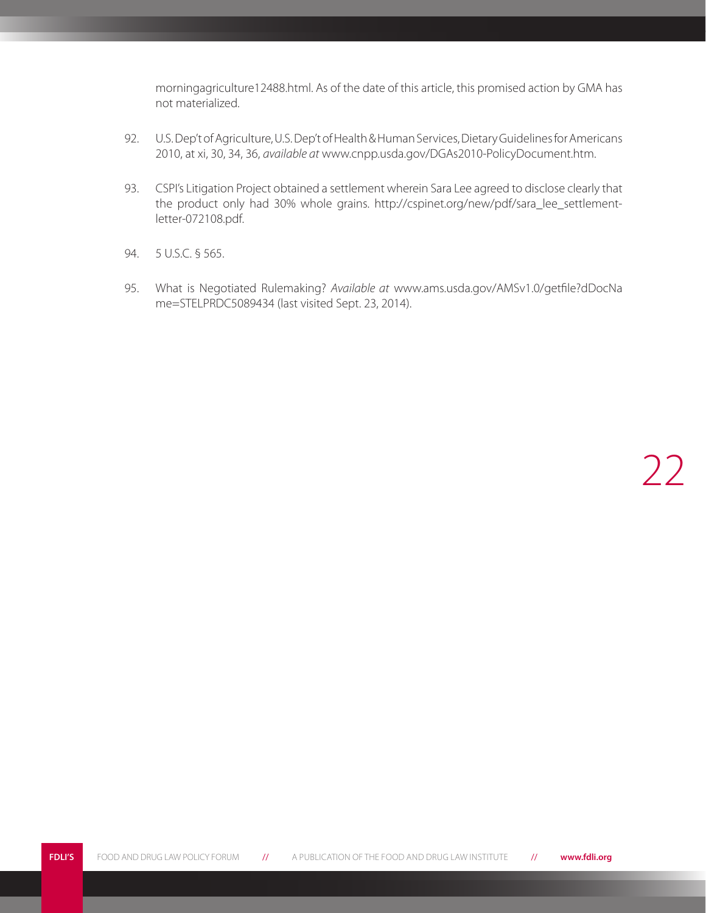morningagriculture12488.html. As of the date of this article, this promised action by GMA has not materialized.

92. U.S. Dep't of Agriculture, U.S. Dep't of Health & Human Services, Dietary Guidelines for Americans 2010, at xi, 30, 34, 36, *available at* www.cnpp.usda.gov/DGAs2010-PolicyDocument.htm.

93. CSPI's Litigation Project obtained a settlement wherein Sara Lee agreed to disclose clearly that the product only had 30% whole grains. http://cspinet.org/new/pdf/sara_lee_settlement-letter-072108.pdf.

94. 5 U.S.C. § 565.

95. What is Negotiated Rulemaking? *Available at* www.ams.usda.gov/AMSv1.0/getfile?dDocName=STELPRDC5089434 (last visited Sept. 23, 2014).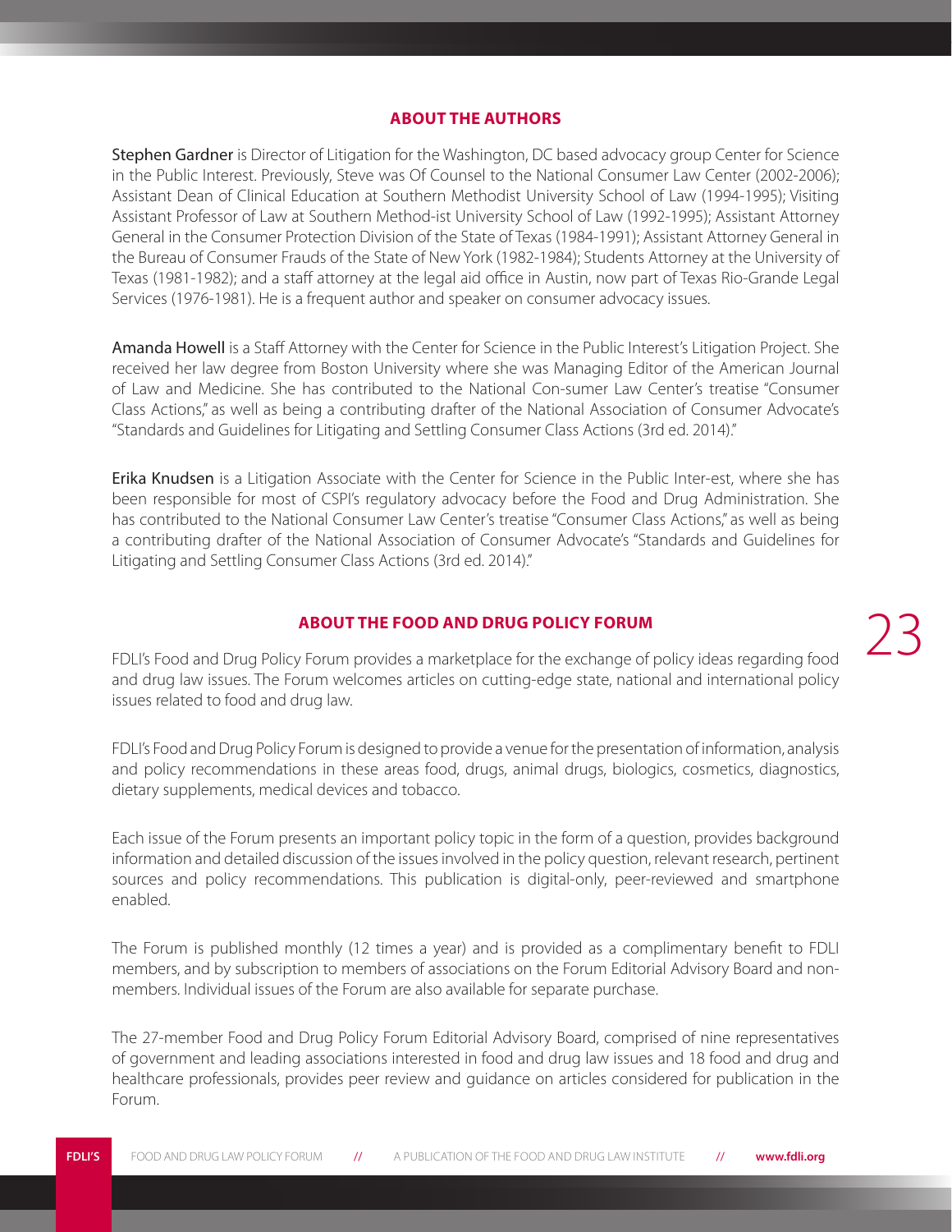## ABOUT THE AUTHORS

**Stephen Gardner** is Director of Litigation for the Washington, DC based advocacy group Center for Science in the Public Interest. Previously, Steve was Of Counsel to the National Consumer Law Center (2002-2006); Assistant Dean of Clinical Education at Southern Methodist University School of Law (1994-1995); Visiting Assistant Professor of Law at Southern Method-ist University School of Law (1992-1995); Assistant Attorney General in the Consumer Protection Division of the State of Texas (1984-1991); Assistant Attorney General in the Bureau of Consumer Frauds of the State of New York (1982-1984); Students Attorney at the University of Texas (1981-1982); and a staff attorney at the legal aid office in Austin, now part of Texas Rio-Grande Legal Services (1976-1981). He is a frequent author and speaker on consumer advocacy issues.

**Amanda Howell** is a Staff Attorney with the Center for Science in the Public Interest's Litigation Project. She received her law degree from Boston University where she was Managing Editor of the American Journal of Law and Medicine. She has contributed to the National Con-sumer Law Center's treatise "Consumer Class Actions," as well as being a contributing drafter of the National Association of Consumer Advocate's "Standards and Guidelines for Litigating and Settling Consumer Class Actions (3rd ed. 2014)."

**Erika Knudsen** is a Litigation Associate with the Center for Science in the Public Inter-est, where she has been responsible for most of CSPI's regulatory advocacy before the Food and Drug Administration. She has contributed to the National Consumer Law Center's treatise "Consumer Class Actions," as well as being a contributing drafter of the National Association of Consumer Advocate's "Standards and Guidelines for Litigating and Settling Consumer Class Actions (3rd ed. 2014)."

## ABOUT THE FOOD AND DRUG POLICY FORUM

FDLI's Food and Drug Policy Forum provides a marketplace for the exchange of policy ideas regarding food and drug law issues. The Forum welcomes articles on cutting-edge state, national and international policy issues related to food and drug law.

FDLI's Food and Drug Policy Forum is designed to provide a venue for the presentation of information, analysis and policy recommendations in these areas food, drugs, animal drugs, biologics, cosmetics, diagnostics, dietary supplements, medical devices and tobacco.

Each issue of the Forum presents an important policy topic in the form of a question, provides background information and detailed discussion of the issues involved in the policy question, relevant research, pertinent sources and policy recommendations. This publication is digital-only, peer-reviewed and smartphone enabled.

The Forum is published monthly (12 times a year) and is provided as a complimentary benefit to FDLI members, and by subscription to members of associations on the Forum Editorial Advisory Board and non-members. Individual issues of the Forum are also available for separate purchase.

The 27-member Food and Drug Policy Forum Editorial Advisory Board, comprised of nine representatives of government and leading associations interested in food and drug law issues and 18 food and drug and healthcare professionals, provides peer review and guidance on articles considered for publication in the Forum.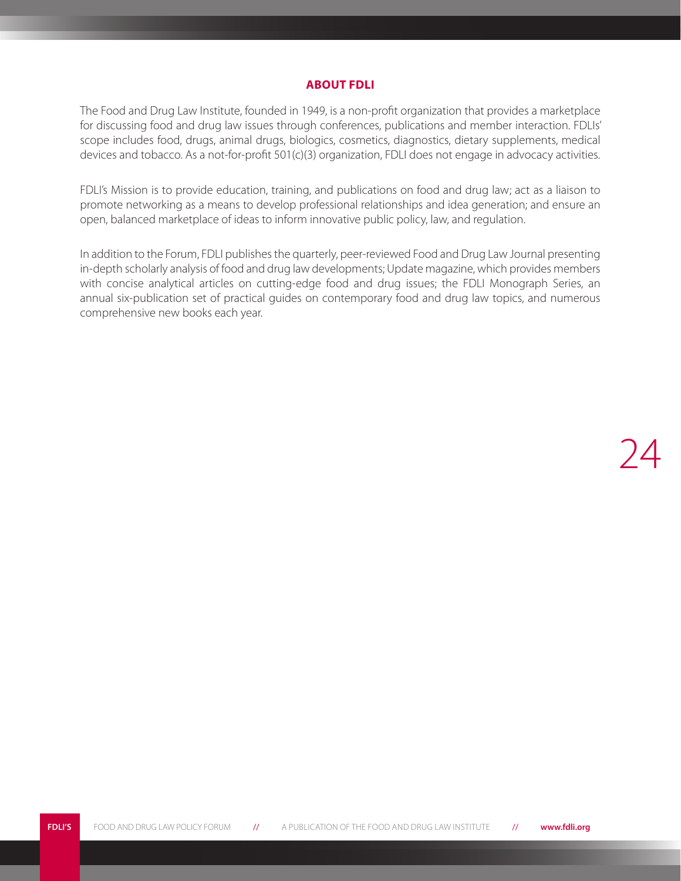## ABOUT FDLI

The Food and Drug Law Institute, founded in 1949, is a non-profit organization that provides a marketplace for discussing food and drug law issues through conferences, publications and member interaction. FDLIs' scope includes food, drugs, animal drugs, biologics, cosmetics, diagnostics, dietary supplements, medical devices and tobacco. As a not-for-profit 501(c)(3) organization, FDLI does not engage in advocacy activities.

FDLI's Mission is to provide education, training, and publications on food and drug law; act as a liaison to promote networking as a means to develop professional relationships and idea generation; and ensure an open, balanced marketplace of ideas to inform innovative public policy, law, and regulation.

In addition to the Forum, FDLI publishes the quarterly, peer-reviewed Food and Drug Law Journal presenting in-depth scholarly analysis of food and drug law developments; Update magazine, which provides members with concise analytical articles on cutting-edge food and drug issues; the FDLI Monograph Series, an annual six-publication set of practical guides on contemporary food and drug law topics, and numerous comprehensive new books each year.